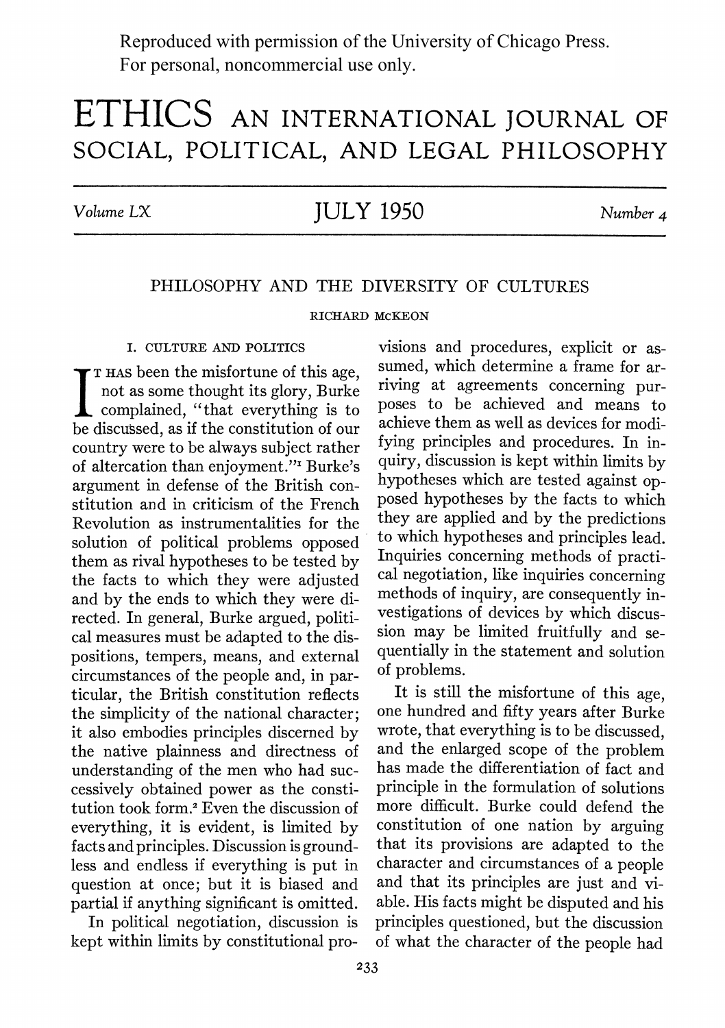Reproduced with permission of the University of Chicago Press.
For personal, noncommercial use only.

# ETHICS AN INTERNATIONAL JOURNAL OF SOCIAL, POLITICAL, AND LEGAL PHILOSOPHY

Volume LX — JULY 1950 — Number 4

## PHILOSOPHY AND THE DIVERSITY OF CULTURES

RICHARD McKEON

### I. CULTURE AND POLITICS

It has been the misfortune of this age, not as some thought its glory, Burke complained, "that everything is to be discussed, as if the constitution of our country were to be always subject rather of altercation than enjoyment."[1] Burke's argument in defense of the British constitution and in criticism of the French Revolution as instrumentalities for the solution of political problems opposed them as rival hypotheses to be tested by the facts to which they were adjusted and by the ends to which they were directed. In general, Burke argued, political measures must be adapted to the dispositions, tempers, means, and external circumstances of the people and, in particular, the British constitution reflects the simplicity of the national character; it also embodies principles discerned by the native plainness and directness of understanding of the men who had successively obtained power as the constitution took form.[2] Even the discussion of everything, it is evident, is limited by facts and principles. Discussion is groundless and endless if everything is put in question at once; but it is biased and partial if anything significant is omitted.

In political negotiation, discussion is kept within limits by constitutional provisions and procedures, explicit or assumed, which determine a frame for arriving at agreements concerning purposes to be achieved and means to achieve them as well as devices for modifying principles and procedures. In inquiry, discussion is kept within limits by hypotheses which are tested against opposed hypotheses by the facts to which they are applied and by the predictions to which hypotheses and principles lead. Inquiries concerning methods of practical negotiation, like inquiries concerning methods of inquiry, are consequently investigations of devices by which discussion may be limited fruitfully and sequentially in the statement and solution of problems.

It is still the misfortune of this age, one hundred and fifty years after Burke wrote, that everything is to be discussed, and the enlarged scope of the problem has made the differentiation of fact and principle in the formulation of solutions more difficult. Burke could defend the constitution of one nation by arguing that its provisions are adapted to the character and circumstances of a people and that its principles are just and viable. His facts might be disputed and his principles questioned, but the discussion of what the character of the people had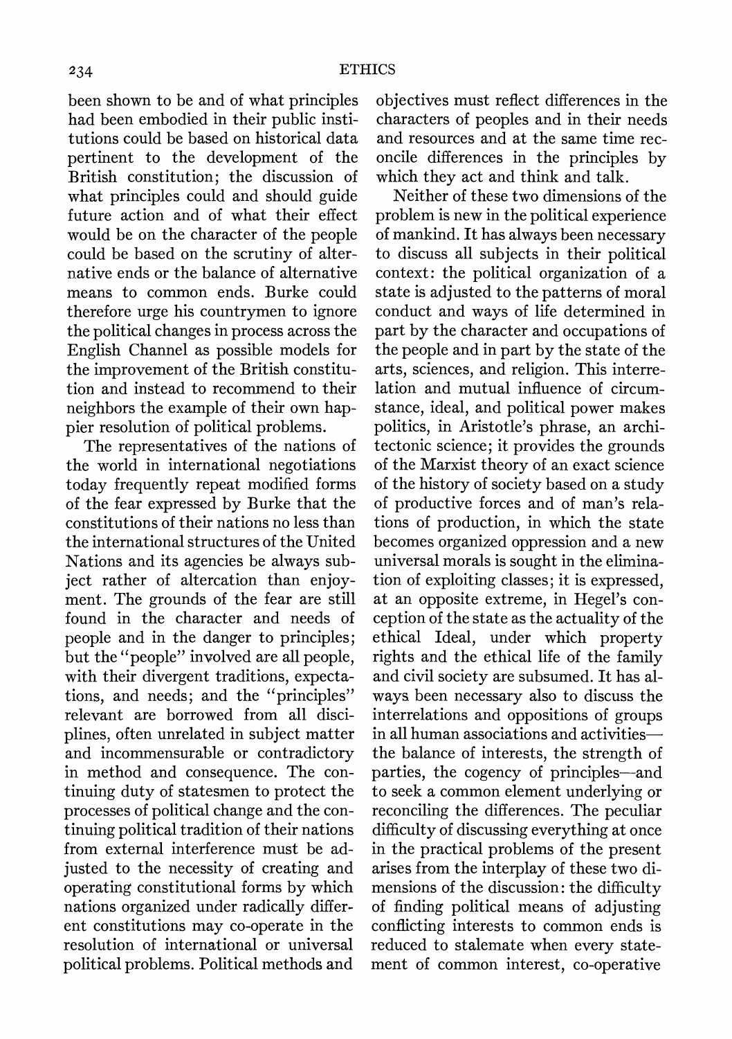been shown to be and of what principles had been embodied in their public institutions could be based on historical data pertinent to the development of the British constitution; the discussion of what principles could and should guide future action and of what their effect would be on the character of the people could be based on the scrutiny of alternative ends or the balance of alternative means to common ends. Burke could therefore urge his countrymen to ignore the political changes in process across the English Channel as possible models for the improvement of the British constitution and instead to recommend to their neighbors the example of their own happier resolution of political problems.

The representatives of the nations of the world in international negotiations today frequently repeat modified forms of the fear expressed by Burke that the constitutions of their nations no less than the international structures of the United Nations and its agencies be always subject rather of altercation than enjoyment. The grounds of the fear are still found in the character and needs of people and in the danger to principles; but the "people" involved are all people, with their divergent traditions, expectations, and needs; and the "principles" relevant are borrowed from all disciplines, often unrelated in subject matter and incommensurable or contradictory in method and consequence. The continuing duty of statesmen to protect the processes of political change and the continuing political tradition of their nations from external interference must be adjusted to the necessity of creating and operating constitutional forms by which nations organized under radically different constitutions may co-operate in the resolution of international or universal political problems. Political methods and objectives must reflect differences in the characters of peoples and in their needs and resources and at the same time reconcile differences in the principles by which they act and think and talk.

Neither of these two dimensions of the problem is new in the political experience of mankind. It has always been necessary to discuss all subjects in their political context: the political organization of a state is adjusted to the patterns of moral conduct and ways of life determined in part by the character and occupations of the people and in part by the state of the arts, sciences, and religion. This interrelation and mutual influence of circumstance, ideal, and political power makes politics, in Aristotle's phrase, an architectonic science; it provides the grounds of the Marxist theory of an exact science of the history of society based on a study of productive forces and of man's relations of production, in which the state becomes organized oppression and a new universal morals is sought in the elimination of exploiting classes; it is expressed, at an opposite extreme, in Hegel's conception of the state as the actuality of the ethical Ideal, under which property rights and the ethical life of the family and civil society are subsumed. It has always been necessary also to discuss the interrelations and oppositions of groups in all human associations and activities—the balance of interests, the strength of parties, the cogency of principles—and to seek a common element underlying or reconciling the differences. The peculiar difficulty of discussing everything at once in the practical problems of the present arises from the interplay of these two dimensions of the discussion: the difficulty of finding political means of adjusting conflicting interests to common ends is reduced to stalemate when every statement of common interest, co-operative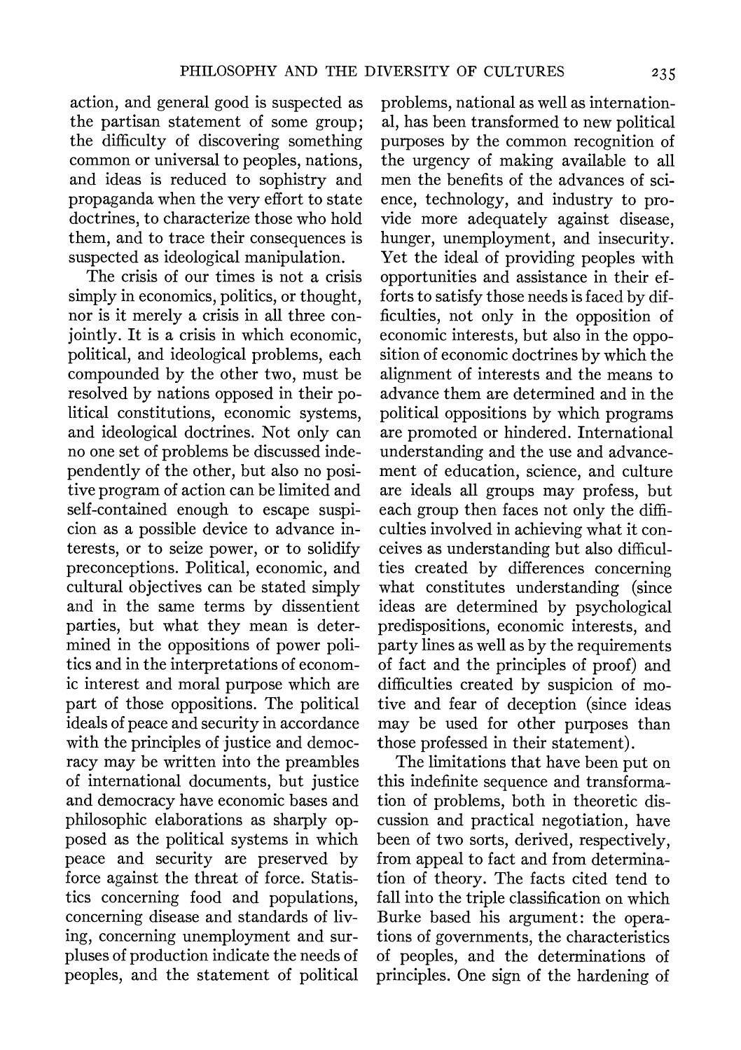action, and general good is suspected as the partisan statement of some group; the difficulty of discovering something common or universal to peoples, nations, and ideas is reduced to sophistry and propaganda when the very effort to state doctrines, to characterize those who hold them, and to trace their consequences is suspected as ideological manipulation.

The crisis of our times is not a crisis simply in economics, politics, or thought, nor is it merely a crisis in all three conjointly. It is a crisis in which economic, political, and ideological problems, each compounded by the other two, must be resolved by nations opposed in their political constitutions, economic systems, and ideological doctrines. Not only can no one set of problems be discussed independently of the other, but also no positive program of action can be limited and self-contained enough to escape suspicion as a possible device to advance interests, or to seize power, or to solidify preconceptions. Political, economic, and cultural objectives can be stated simply and in the same terms by dissentient parties, but what they mean is determined in the oppositions of power politics and in the interpretations of economic interest and moral purpose which are part of those oppositions. The political ideals of peace and security in accordance with the principles of justice and democracy may be written into the preambles of international documents, but justice and democracy have economic bases and philosophic elaborations as sharply opposed as the political systems in which peace and security are preserved by force against the threat of force. Statistics concerning food and populations, concerning disease and standards of living, concerning unemployment and surpluses of production indicate the needs of peoples, and the statement of political problems, national as well as international, has been transformed to new political purposes by the common recognition of the urgency of making available to all men the benefits of the advances of science, technology, and industry to provide more adequately against disease, hunger, unemployment, and insecurity. Yet the ideal of providing peoples with opportunities and assistance in their efforts to satisfy those needs is faced by difficulties, not only in the opposition of economic interests, but also in the opposition of economic doctrines by which the alignment of interests and the means to advance them are determined and in the political oppositions by which programs are promoted or hindered. International understanding and the use and advancement of education, science, and culture are ideals all groups may profess, but each group then faces not only the difficulties involved in achieving what it conceives as understanding but also difficulties created by differences concerning what constitutes understanding (since ideas are determined by psychological predispositions, economic interests, and party lines as well as by the requirements of fact and the principles of proof) and difficulties created by suspicion of motive and fear of deception (since ideas may be used for other purposes than those professed in their statement).

The limitations that have been put on this indefinite sequence and transformation of problems, both in theoretic discussion and practical negotiation, have been of two sorts, derived, respectively, from appeal to fact and from determination of theory. The facts cited tend to fall into the triple classification on which Burke based his argument: the operations of governments, the characteristics of peoples, and the determinations of principles. One sign of the hardening of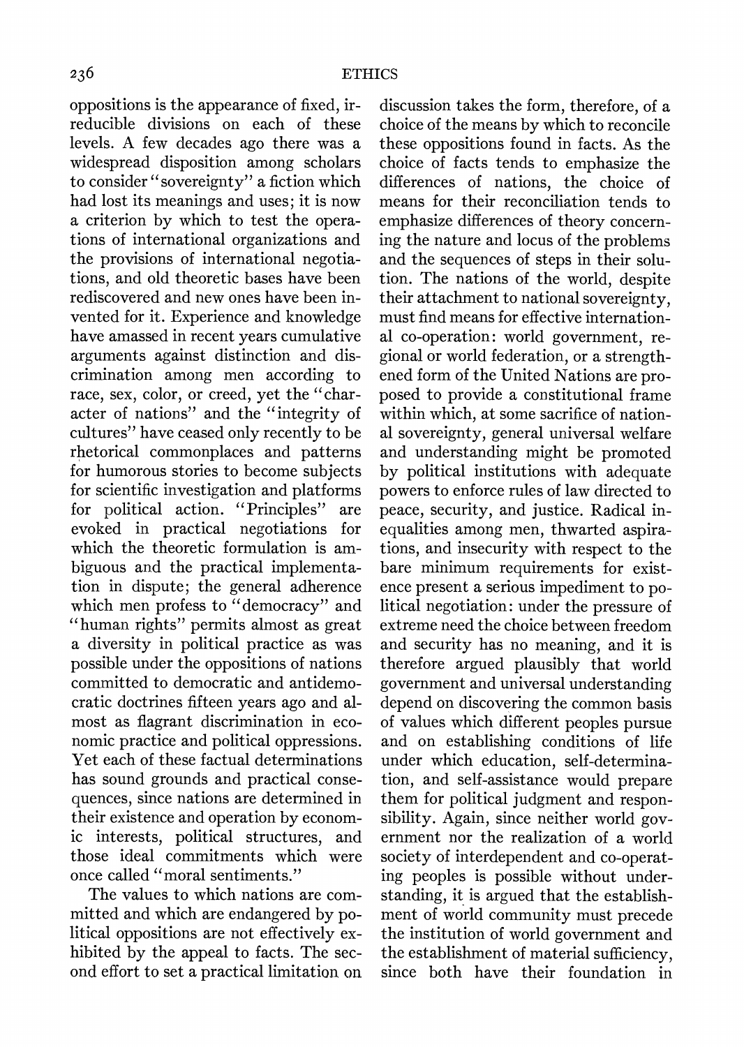oppositions is the appearance of fixed, irreducible divisions on each of these levels. A few decades ago there was a widespread disposition among scholars to consider "sovereignty" a fiction which had lost its meanings and uses; it is now a criterion by which to test the operations of international organizations and the provisions of international negotiations, and old theoretic bases have been rediscovered and new ones have been invented for it. Experience and knowledge have amassed in recent years cumulative arguments against distinction and discrimination among men according to race, sex, color, or creed, yet the "character of nations" and the "integrity of cultures" have ceased only recently to be rhetorical commonplaces and patterns for humorous stories to become subjects for scientific investigation and platforms for political action. "Principles" are evoked in practical negotiations for which the theoretic formulation is ambiguous and the practical implementation in dispute; the general adherence which men profess to "democracy" and "human rights" permits almost as great a diversity in political practice as was possible under the oppositions of nations committed to democratic and antidemocratic doctrines fifteen years ago and almost as flagrant discrimination in economic practice and political oppressions. Yet each of these factual determinations has sound grounds and practical consequences, since nations are determined in their existence and operation by economic interests, political structures, and those ideal commitments which were once called "moral sentiments."

The values to which nations are committed and which are endangered by political oppositions are not effectively exhibited by the appeal to facts. The second effort to set a practical limitation on discussion takes the form, therefore, of a choice of the means by which to reconcile these oppositions found in facts. As the choice of facts tends to emphasize the differences of nations, the choice of means for their reconciliation tends to emphasize differences of theory concerning the nature and locus of the problems and the sequences of steps in their solution. The nations of the world, despite their attachment to national sovereignty, must find means for effective international co-operation: world government, regional or world federation, or a strengthened form of the United Nations are proposed to provide a constitutional frame within which, at some sacrifice of national sovereignty, general universal welfare and understanding might be promoted by political institutions with adequate powers to enforce rules of law directed to peace, security, and justice. Radical inequalities among men, thwarted aspirations, and insecurity with respect to the bare minimum requirements for existence present a serious impediment to political negotiation: under the pressure of extreme need the choice between freedom and security has no meaning, and it is therefore argued plausibly that world government and universal understanding depend on discovering the common basis of values which different peoples pursue and on establishing conditions of life under which education, self-determination, and self-assistance would prepare them for political judgment and responsibility. Again, since neither world government nor the realization of a world society of interdependent and co-operating peoples is possible without understanding, it is argued that the establishment of world community must precede the institution of world government and the establishment of material sufficiency, since both have their foundation in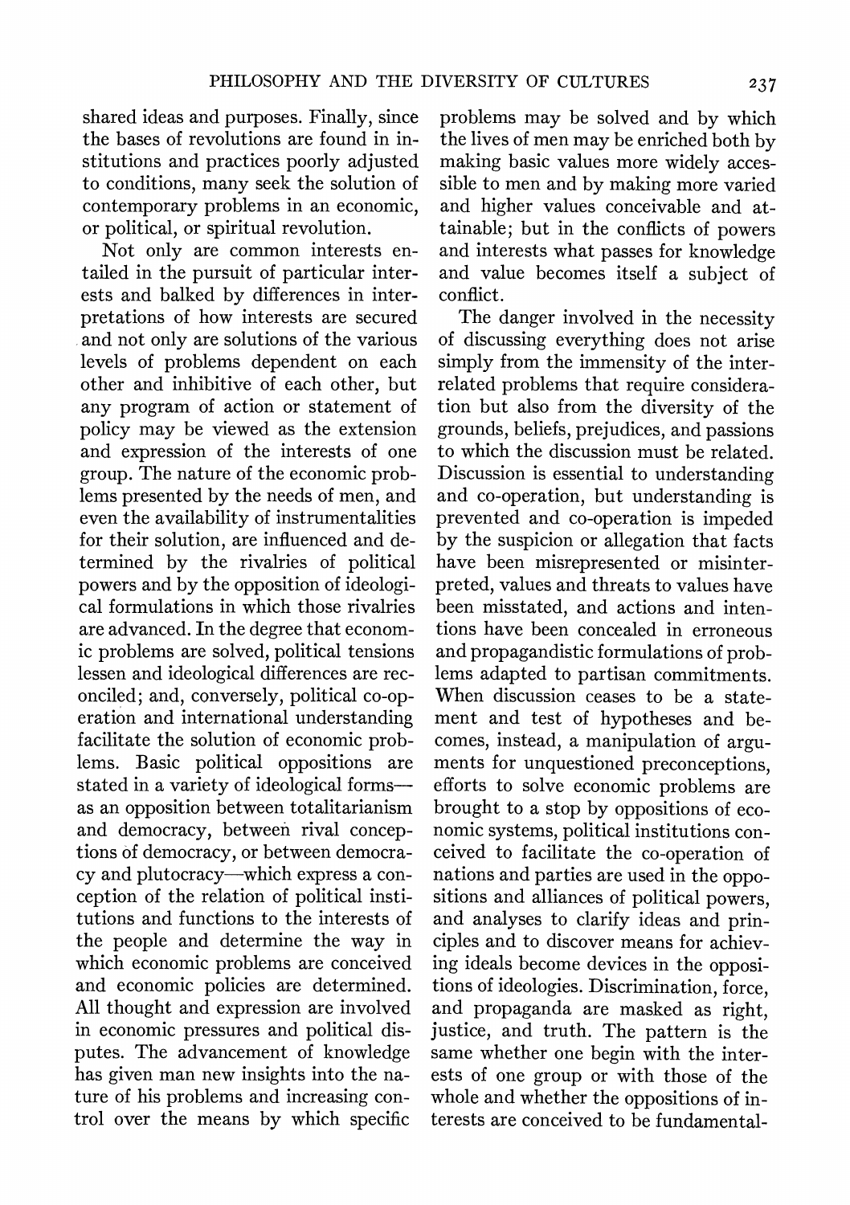shared ideas and purposes. Finally, since the bases of revolutions are found in institutions and practices poorly adjusted to conditions, many seek the solution of contemporary problems in an economic, or political, or spiritual revolution.

Not only are common interests entailed in the pursuit of particular interests and balked by differences in interpretations of how interests are secured and not only are solutions of the various levels of problems dependent on each other and inhibitive of each other, but any program of action or statement of policy may be viewed as the extension and expression of the interests of one group. The nature of the economic problems presented by the needs of men, and even the availability of instrumentalities for their solution, are influenced and determined by the rivalries of political powers and by the opposition of ideological formulations in which those rivalries are advanced. In the degree that economic problems are solved, political tensions lessen and ideological differences are reconciled; and, conversely, political co-operation and international understanding facilitate the solution of economic problems. Basic political oppositions are stated in a variety of ideological forms—as an opposition between totalitarianism and democracy, between rival conceptions of democracy, or between democracy and plutocracy—which express a conception of the relation of political institutions and functions to the interests of the people and determine the way in which economic problems are conceived and economic policies are determined. All thought and expression are involved in economic pressures and political disputes. The advancement of knowledge has given man new insights into the nature of his problems and increasing control over the means by which specific problems may be solved and by which the lives of men may be enriched both by making basic values more widely accessible to men and by making more varied and higher values conceivable and attainable; but in the conflicts of powers and interests what passes for knowledge and value becomes itself a subject of conflict.

The danger involved in the necessity of discussing everything does not arise simply from the immensity of the interrelated problems that require consideration but also from the diversity of the grounds, beliefs, prejudices, and passions to which the discussion must be related. Discussion is essential to understanding and co-operation, but understanding is prevented and co-operation is impeded by the suspicion or allegation that facts have been misrepresented or misinterpreted, values and threats to values have been misstated, and actions and intentions have been concealed in erroneous and propagandistic formulations of problems adapted to partisan commitments. When discussion ceases to be a statement and test of hypotheses and becomes, instead, a manipulation of arguments for unquestioned preconceptions, efforts to solve economic problems are brought to a stop by oppositions of economic systems, political institutions conceived to facilitate the co-operation of nations and parties are used in the oppositions and alliances of political powers, and analyses to clarify ideas and principles and to discover means for achieving ideals become devices in the oppositions of ideologies. Discrimination, force, and propaganda are masked as right, justice, and truth. The pattern is the same whether one begin with the interests of one group or with those of the whole and whether the oppositions of interests are conceived to be fundamental-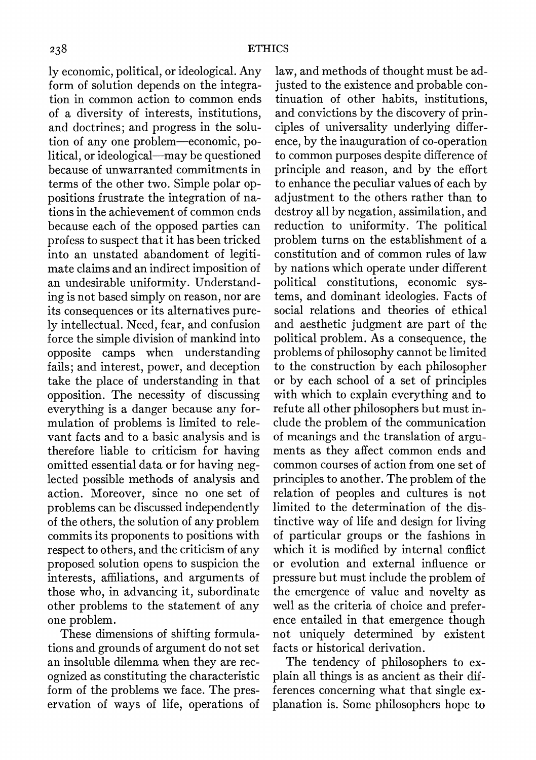ly economic, political, or ideological. Any form of solution depends on the integration in common action to common ends of a diversity of interests, institutions, and doctrines; and progress in the solution of any one problem—economic, political, or ideological—may be questioned because of unwarranted commitments in terms of the other two. Simple polar oppositions frustrate the integration of nations in the achievement of common ends because each of the opposed parties can profess to suspect that it has been tricked into an unstated abandoment of legitimate claims and an indirect imposition of an undesirable uniformity. Understanding is not based simply on reason, nor are its consequences or its alternatives purely intellectual. Need, fear, and confusion force the simple division of mankind into opposite camps when understanding fails; and interest, power, and deception take the place of understanding in that opposition. The necessity of discussing everything is a danger because any formulation of problems is limited to relevant facts and to a basic analysis and is therefore liable to criticism for having omitted essential data or for having neglected possible methods of analysis and action. Moreover, since no one set of problems can be discussed independently of the others, the solution of any problem commits its proponents to positions with respect to others, and the criticism of any proposed solution opens to suspicion the interests, affiliations, and arguments of those who, in advancing it, subordinate other problems to the statement of any one problem.

These dimensions of shifting formulations and grounds of argument do not set an insoluble dilemma when they are recognized as constituting the characteristic form of the problems we face. The preservation of ways of life, operations of law, and methods of thought must be adjusted to the existence and probable continuation of other habits, institutions, and convictions by the discovery of principles of universality underlying difference, by the inauguration of co-operation to common purposes despite difference of principle and reason, and by the effort to enhance the peculiar values of each by adjustment to the others rather than to destroy all by negation, assimilation, and reduction to uniformity. The political problem turns on the establishment of a constitution and of common rules of law by nations which operate under different political constitutions, economic systems, and dominant ideologies. Facts of social relations and theories of ethical and aesthetic judgment are part of the political problem. As a consequence, the problems of philosophy cannot be limited to the construction by each philosopher or by each school of a set of principles with which to explain everything and to refute all other philosophers but must include the problem of the communication of meanings and the translation of arguments as they affect common ends and common courses of action from one set of principles to another. The problem of the relation of peoples and cultures is not limited to the determination of the distinctive way of life and design for living of particular groups or the fashions in which it is modified by internal conflict or evolution and external influence or pressure but must include the problem of the emergence of value and novelty as well as the criteria of choice and preference entailed in that emergence though not uniquely determined by existent facts or historical derivation.

The tendency of philosophers to explain all things is as ancient as their differences concerning what that single explanation is. Some philosophers hope to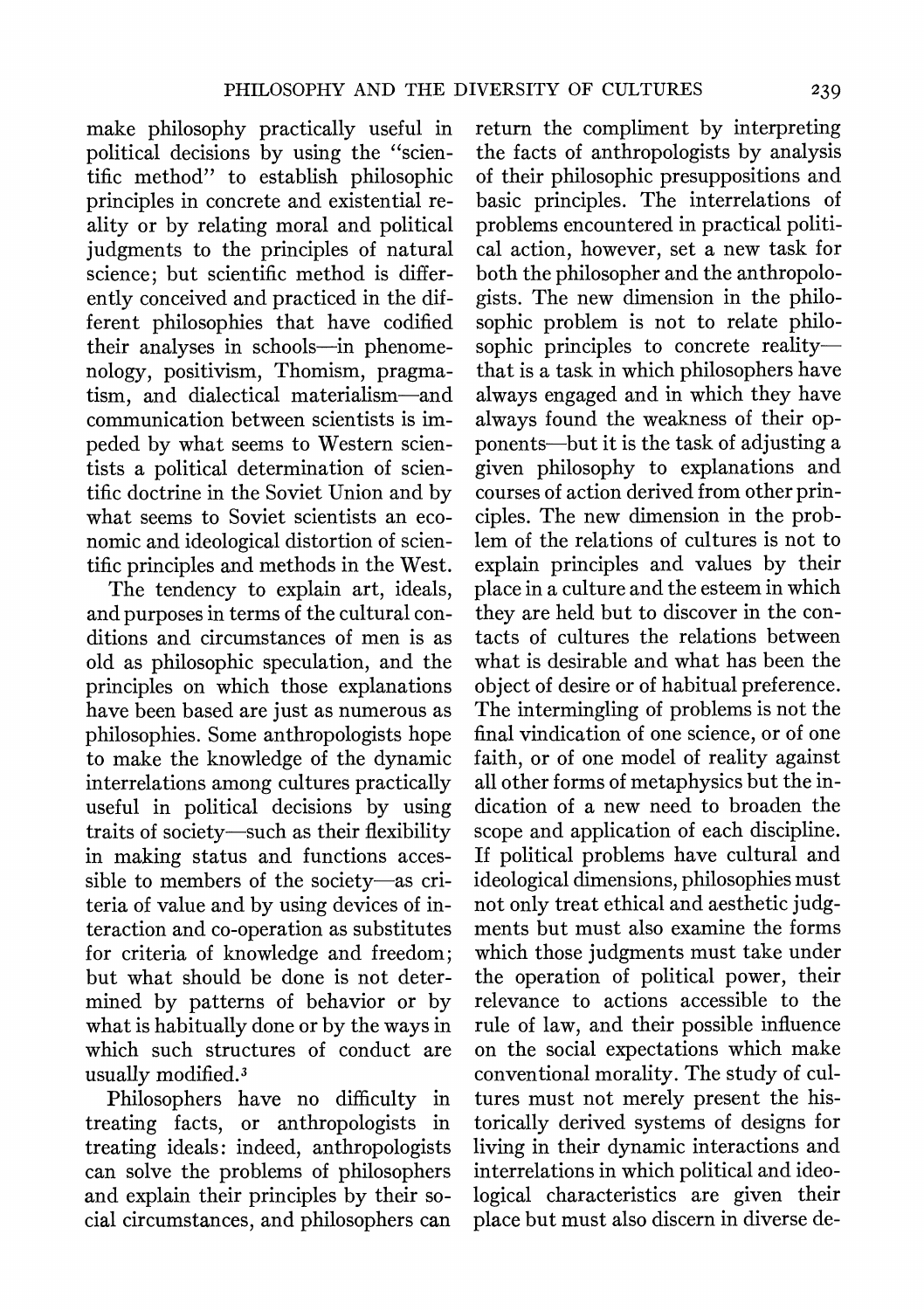make philosophy practically useful in political decisions by using the "scientific method" to establish philosophic principles in concrete and existential reality or by relating moral and political judgments to the principles of natural science; but scientific method is differently conceived and practiced in the different philosophies that have codified their analyses in schools—in phenomenology, positivism, Thomism, pragmatism, and dialectical materialism—and communication between scientists is impeded by what seems to Western scientists a political determination of scientific doctrine in the Soviet Union and by what seems to Soviet scientists an economic and ideological distortion of scientific principles and methods in the West.

The tendency to explain art, ideals, and purposes in terms of the cultural conditions and circumstances of men is as old as philosophic speculation, and the principles on which those explanations have been based are just as numerous as philosophies. Some anthropologists hope to make the knowledge of the dynamic interrelations among cultures practically useful in political decisions by using traits of society—such as their flexibility in making status and functions accessible to members of the society—as criteria of value and by using devices of interaction and co-operation as substitutes for criteria of knowledge and freedom; but what should be done is not determined by patterns of behavior or by what is habitually done or by the ways in which such structures of conduct are usually modified.[3]

Philosophers have no difficulty in treating facts, or anthropologists in treating ideals: indeed, anthropologists can solve the problems of philosophers and explain their principles by their social circumstances, and philosophers can return the compliment by interpreting the facts of anthropologists by analysis of their philosophic presuppositions and basic principles. The interrelations of problems encountered in practical political action, however, set a new task for both the philosopher and the anthropologists. The new dimension in the philosophic problem is not to relate philosophic principles to concrete reality—that is a task in which philosophers have always engaged and in which they have always found the weakness of their opponents—but it is the task of adjusting a given philosophy to explanations and courses of action derived from other principles. The new dimension in the problem of the relations of cultures is not to explain principles and values by their place in a culture and the esteem in which they are held but to discover in the contacts of cultures the relations between what is desirable and what has been the object of desire or of habitual preference. The intermingling of problems is not the final vindication of one science, or of one faith, or of one model of reality against all other forms of metaphysics but the indication of a new need to broaden the scope and application of each discipline. If political problems have cultural and ideological dimensions, philosophies must not only treat ethical and aesthetic judgments but must also examine the forms which those judgments must take under the operation of political power, their relevance to actions accessible to the rule of law, and their possible influence on the social expectations which make conventional morality. The study of cultures must not merely present the historically derived systems of designs for living in their dynamic interactions and interrelations in which political and ideological characteristics are given their place but must also discern in diverse de-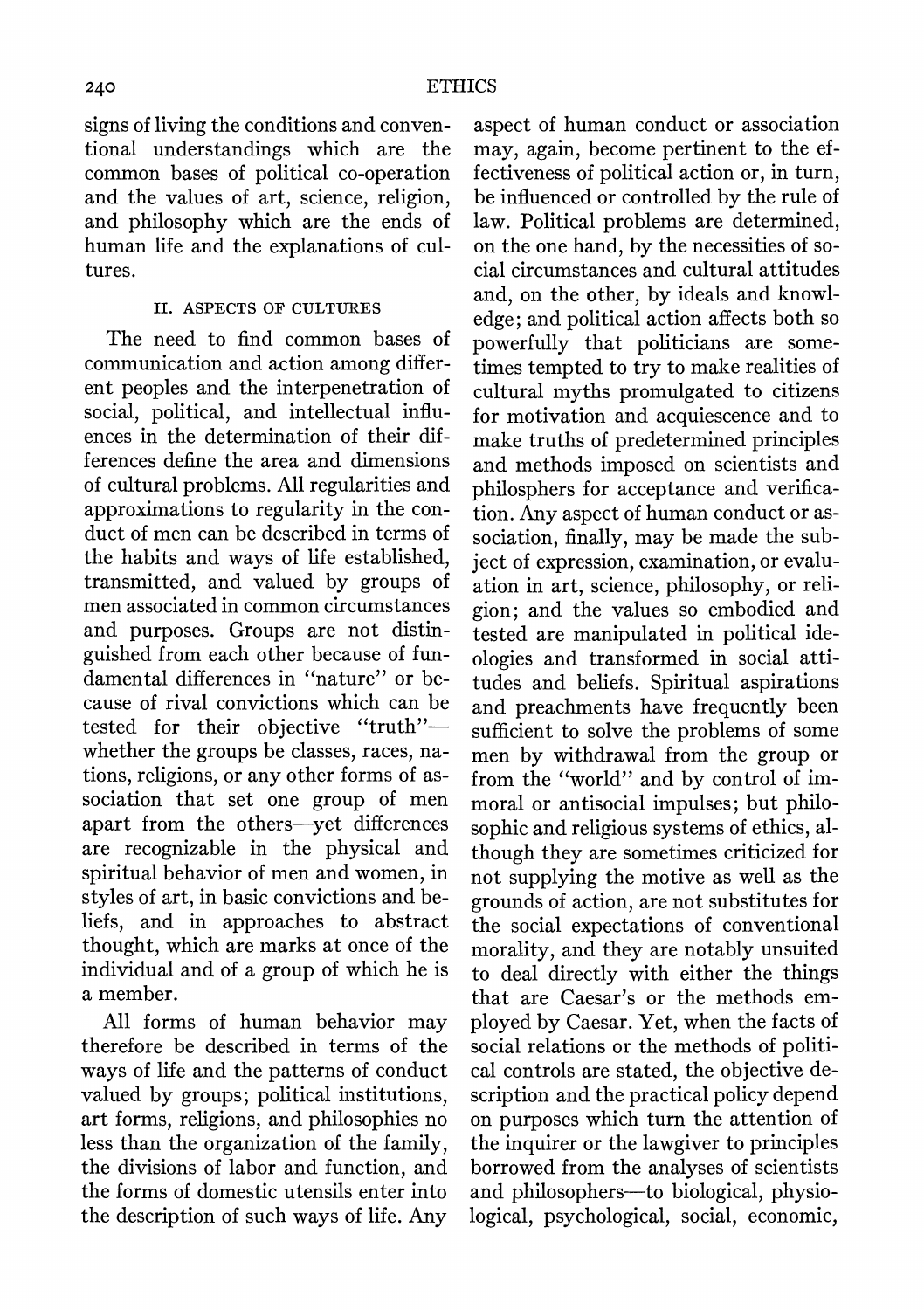signs of living the conditions and conventional understandings which are the common bases of political co-operation and the values of art, science, religion, and philosophy which are the ends of human life and the explanations of cultures.

## II. ASPECTS OF CULTURES

The need to find common bases of communication and action among different peoples and the interpenetration of social, political, and intellectual influences in the determination of their differences define the area and dimensions of cultural problems. All regularities and approximations to regularity in the conduct of men can be described in terms of the habits and ways of life established, transmitted, and valued by groups of men associated in common circumstances and purposes. Groups are not distinguished from each other because of fundamental differences in "nature" or because of rival convictions which can be tested for their objective "truth"—whether the groups be classes, races, nations, religions, or any other forms of association that set one group of men apart from the others—yet differences are recognizable in the physical and spiritual behavior of men and women, in styles of art, in basic convictions and beliefs, and in approaches to abstract thought, which are marks at once of the individual and of a group of which he is a member.

All forms of human behavior may therefore be described in terms of the ways of life and the patterns of conduct valued by groups; political institutions, art forms, religions, and philosophies no less than the organization of the family, the divisions of labor and function, and the forms of domestic utensils enter into the description of such ways of life. Any aspect of human conduct or association may, again, become pertinent to the effectiveness of political action or, in turn, be influenced or controlled by the rule of law. Political problems are determined, on the one hand, by the necessities of social circumstances and cultural attitudes and, on the other, by ideals and knowledge; and political action affects both so powerfully that politicians are sometimes tempted to try to make realities of cultural myths promulgated to citizens for motivation and acquiescence and to make truths of predetermined principles and methods imposed on scientists and philosphers for acceptance and verification. Any aspect of human conduct or association, finally, may be made the subject of expression, examination, or evaluation in art, science, philosophy, or religion; and the values so embodied and tested are manipulated in political ideologies and transformed in social attitudes and beliefs. Spiritual aspirations and preachments have frequently been sufficient to solve the problems of some men by withdrawal from the group or from the "world" and by control of immoral or antisocial impulses; but philosophic and religious systems of ethics, although they are sometimes criticized for not supplying the motive as well as the grounds of action, are not substitutes for the social expectations of conventional morality, and they are notably unsuited to deal directly with either the things that are Caesar's or the methods employed by Caesar. Yet, when the facts of social relations or the methods of political controls are stated, the objective description and the practical policy depend on purposes which turn the attention of the inquirer or the lawgiver to principles borrowed from the analyses of scientists and philosophers—to biological, physiological, psychological, social, economic,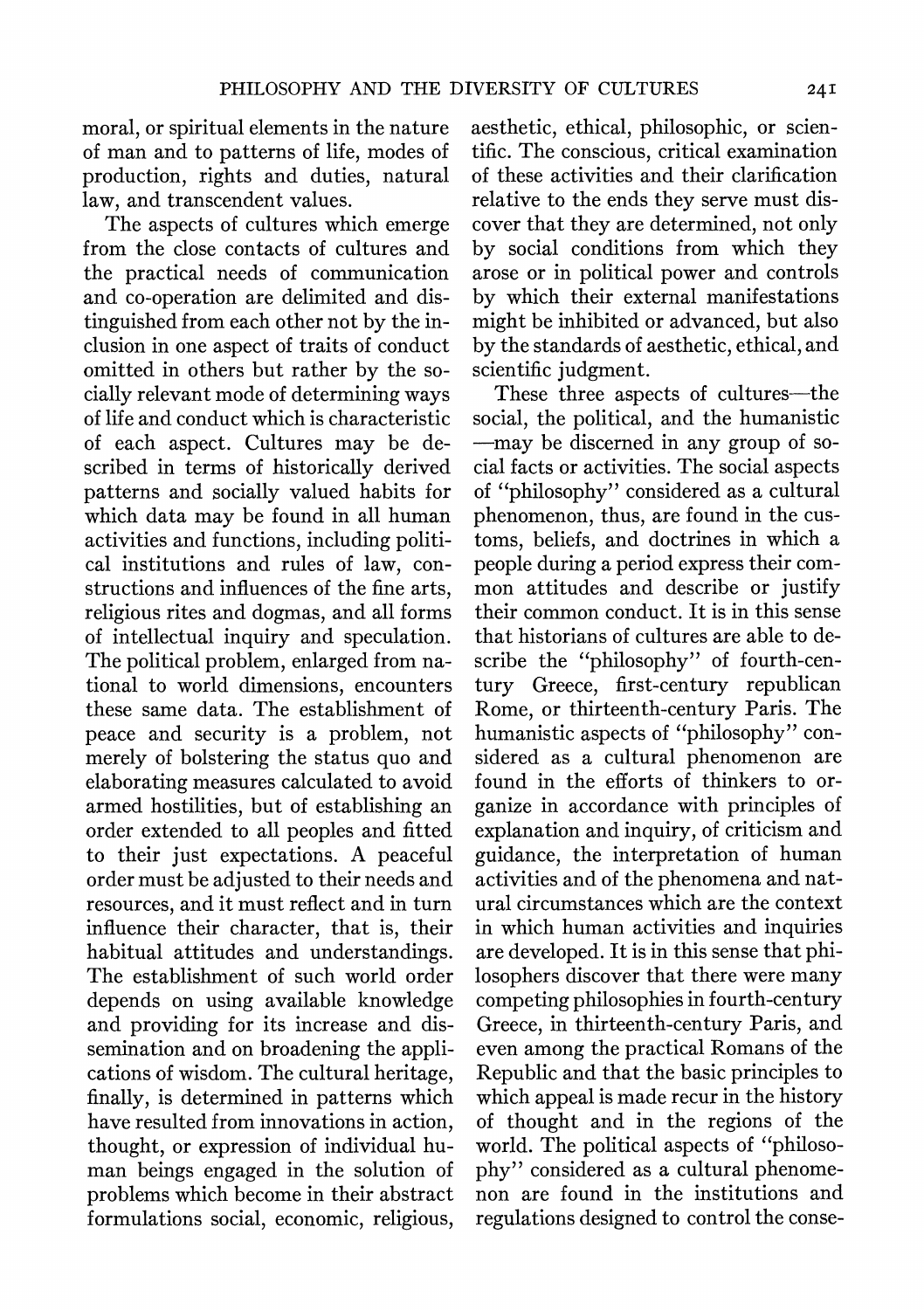moral, or spiritual elements in the nature of man and to patterns of life, modes of production, rights and duties, natural law, and transcendent values.

The aspects of cultures which emerge from the close contacts of cultures and the practical needs of communication and co-operation are delimited and distinguished from each other not by the inclusion in one aspect of traits of conduct omitted in others but rather by the socially relevant mode of determining ways of life and conduct which is characteristic of each aspect. Cultures may be described in terms of historically derived patterns and socially valued habits for which data may be found in all human activities and functions, including political institutions and rules of law, constructions and influences of the fine arts, religious rites and dogmas, and all forms of intellectual inquiry and speculation. The political problem, enlarged from national to world dimensions, encounters these same data. The establishment of peace and security is a problem, not merely of bolstering the status quo and elaborating measures calculated to avoid armed hostilities, but of establishing an order extended to all peoples and fitted to their just expectations. A peaceful order must be adjusted to their needs and resources, and it must reflect and in turn influence their character, that is, their habitual attitudes and understandings. The establishment of such world order depends on using available knowledge and providing for its increase and dissemination and on broadening the applications of wisdom. The cultural heritage, finally, is determined in patterns which have resulted from innovations in action, thought, or expression of individual human beings engaged in the solution of problems which become in their abstract formulations social, economic, religious, aesthetic, ethical, philosophic, or scientific. The conscious, critical examination of these activities and their clarification relative to the ends they serve must discover that they are determined, not only by social conditions from which they arose or in political power and controls by which their external manifestations might be inhibited or advanced, but also by the standards of aesthetic, ethical, and scientific judgment.

These three aspects of cultures—the social, the political, and the humanistic—may be discerned in any group of social facts or activities. The social aspects of "philosophy" considered as a cultural phenomenon, thus, are found in the customs, beliefs, and doctrines in which a people during a period express their common attitudes and describe or justify their common conduct. It is in this sense that historians of cultures are able to describe the "philosophy" of fourth-century Greece, first-century republican Rome, or thirteenth-century Paris. The humanistic aspects of "philosophy" considered as a cultural phenomenon are found in the efforts of thinkers to organize in accordance with principles of explanation and inquiry, of criticism and guidance, the interpretation of human activities and of the phenomena and natural circumstances which are the context in which human activities and inquiries are developed. It is in this sense that philosophers discover that there were many competing philosophies in fourth-century Greece, in thirteenth-century Paris, and even among the practical Romans of the Republic and that the basic principles to which appeal is made recur in the history of thought and in the regions of the world. The political aspects of "philosophy" considered as a cultural phenomenon are found in the institutions and regulations designed to control the conse-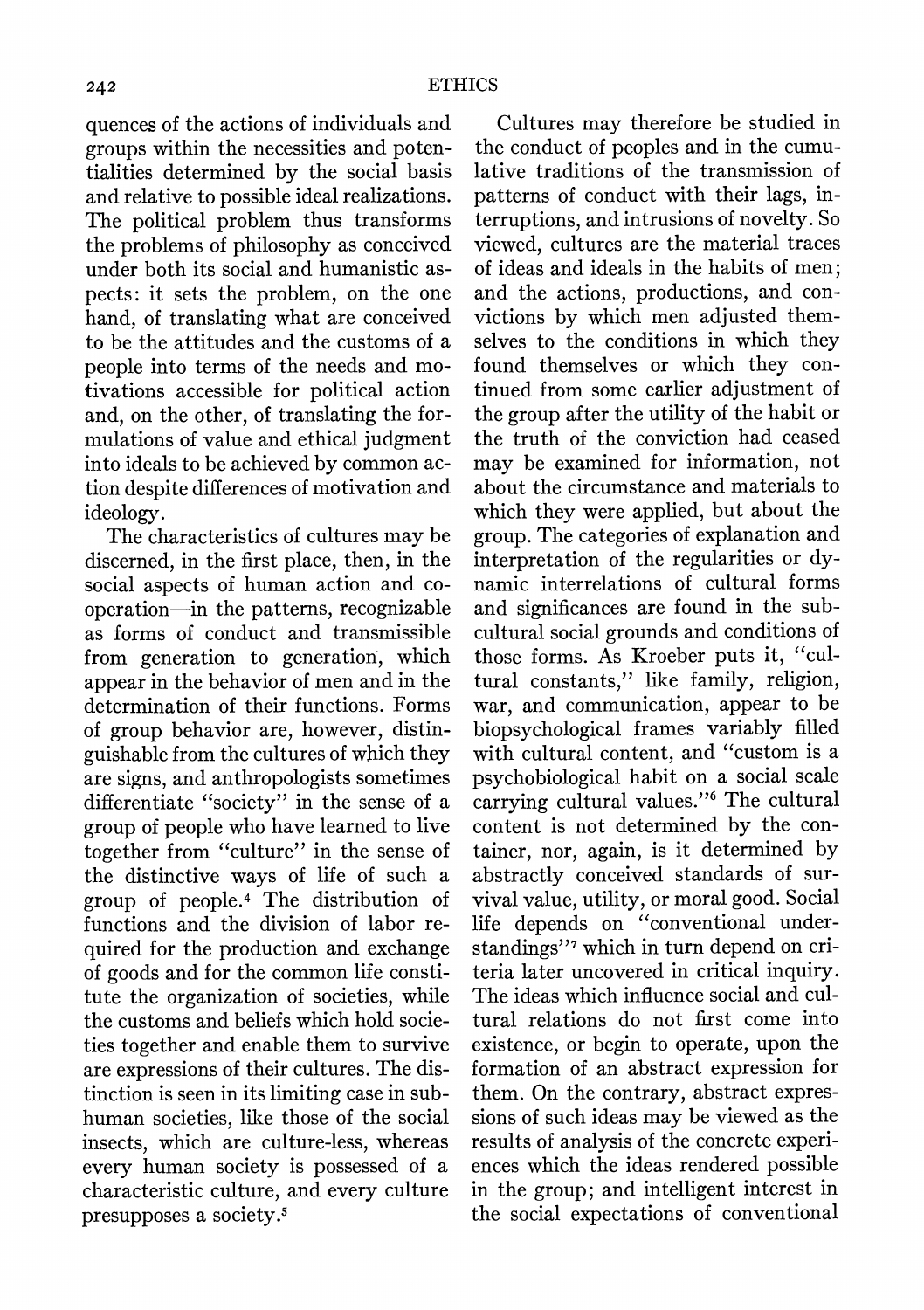quences of the actions of individuals and groups within the necessities and potentialities determined by the social basis and relative to possible ideal realizations. The political problem thus transforms the problems of philosophy as conceived under both its social and humanistic aspects: it sets the problem, on the one hand, of translating what are conceived to be the attitudes and the customs of a people into terms of the needs and motivations accessible for political action and, on the other, of translating the formulations of value and ethical judgment into ideals to be achieved by common action despite differences of motivation and ideology.

The characteristics of cultures may be discerned, in the first place, then, in the social aspects of human action and cooperation—in the patterns, recognizable as forms of conduct and transmissible from generation to generation, which appear in the behavior of men and in the determination of their functions. Forms of group behavior are, however, distinguishable from the cultures of which they are signs, and anthropologists sometimes differentiate "society" in the sense of a group of people who have learned to live together from "culture" in the sense of the distinctive ways of life of such a group of people.[4] The distribution of functions and the division of labor required for the production and exchange of goods and for the common life constitute the organization of societies, while the customs and beliefs which hold societies together and enable them to survive are expressions of their cultures. The distinction is seen in its limiting case in subhuman societies, like those of the social insects, which are culture-less, whereas every human society is possessed of a characteristic culture, and every culture presupposes a society.[5]

Cultures may therefore be studied in the conduct of peoples and in the cumulative traditions of the transmission of patterns of conduct with their lags, interruptions, and intrusions of novelty. So viewed, cultures are the material traces of ideas and ideals in the habits of men; and the actions, productions, and convictions by which men adjusted themselves to the conditions in which they found themselves or which they continued from some earlier adjustment of the group after the utility of the habit or the truth of the conviction had ceased may be examined for information, not about the circumstance and materials to which they were applied, but about the group. The categories of explanation and interpretation of the regularities or dynamic interrelations of cultural forms and significances are found in the subcultural social grounds and conditions of those forms. As Kroeber puts it, "cultural constants," like family, religion, war, and communication, appear to be biopsychological frames variably filled with cultural content, and "custom is a psychobiological habit on a social scale carrying cultural values."[6] The cultural content is not determined by the container, nor, again, is it determined by abstractly conceived standards of survival value, utility, or moral good. Social life depends on "conventional understandings"[7] which in turn depend on criteria later uncovered in critical inquiry. The ideas which influence social and cultural relations do not first come into existence, or begin to operate, upon the formation of an abstract expression for them. On the contrary, abstract expressions of such ideas may be viewed as the results of analysis of the concrete experiences which the ideas rendered possible in the group; and intelligent interest in the social expectations of conventional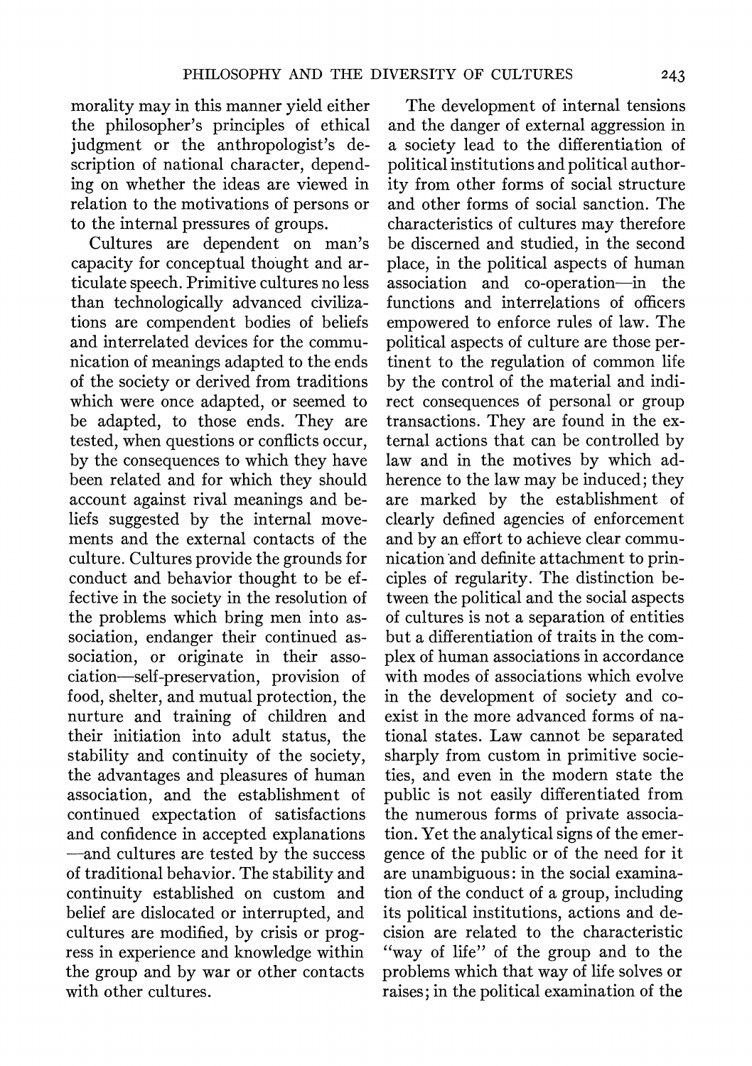morality may in this manner yield either the philosopher's principles of ethical judgment or the anthropologist's description of national character, depending on whether the ideas are viewed in relation to the motivations of persons or to the internal pressures of groups.

Cultures are dependent on man's capacity for conceptual thought and articulate speech. Primitive cultures no less than technologically advanced civilizations are compendent bodies of beliefs and interrelated devices for the communication of meanings adapted to the ends of the society or derived from traditions which were once adapted, or seemed to be adapted, to those ends. They are tested, when questions or conflicts occur, by the consequences to which they have been related and for which they should account against rival meanings and beliefs suggested by the internal movements and the external contacts of the culture. Cultures provide the grounds for conduct and behavior thought to be effective in the society in the resolution of the problems which bring men into association, endanger their continued association, or originate in their association—self-preservation, provision of food, shelter, and mutual protection, the nurture and training of children and their initiation into adult status, the stability and continuity of the society, the advantages and pleasures of human association, and the establishment of continued expectation of satisfactions and confidence in accepted explanations—and cultures are tested by the success of traditional behavior. The stability and continuity established on custom and belief are dislocated or interrupted, and cultures are modified, by crisis or progress in experience and knowledge within the group and by war or other contacts with other cultures.

The development of internal tensions and the danger of external aggression in a society lead to the differentiation of political institutions and political authority from other forms of social structure and other forms of social sanction. The characteristics of cultures may therefore be discerned and studied, in the second place, in the political aspects of human association and co-operation—in the functions and interrelations of officers empowered to enforce rules of law. The political aspects of culture are those pertinent to the regulation of common life by the control of the material and indirect consequences of personal or group transactions. They are found in the external actions that can be controlled by law and in the motives by which adherence to the law may be induced; they are marked by the establishment of clearly defined agencies of enforcement and by an effort to achieve clear communication and definite attachment to principles of regularity. The distinction between the political and the social aspects of cultures is not a separation of entities but a differentiation of traits in the complex of human associations in accordance with modes of associations which evolve in the development of society and coexist in the more advanced forms of national states. Law cannot be separated sharply from custom in primitive societies, and even in the modern state the public is not easily differentiated from the numerous forms of private association. Yet the analytical signs of the emergence of the public or of the need for it are unambiguous: in the social examination of the conduct of a group, including its political institutions, actions and decision are related to the characteristic "way of life" of the group and to the problems which that way of life solves or raises; in the political examination of the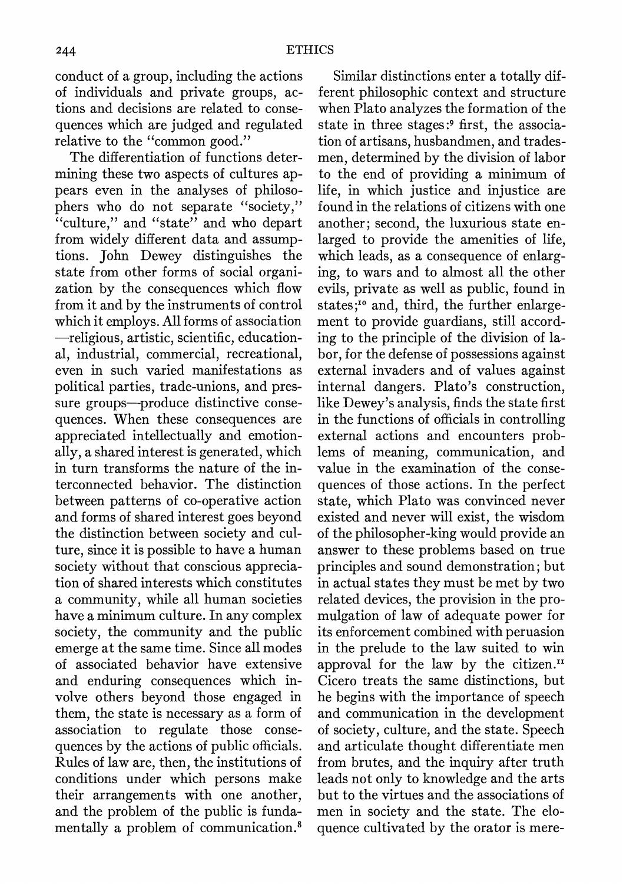conduct of a group, including the actions of individuals and private groups, actions and decisions are related to consequences which are judged and regulated relative to the "common good."

The differentiation of functions determining these two aspects of cultures appears even in the analyses of philosophers who do not separate "society," "culture," and "state" and who depart from widely different data and assumptions. John Dewey distinguishes the state from other forms of social organization by the consequences which flow from it and by the instruments of control which it employs. All forms of association —religious, artistic, scientific, educational, industrial, commercial, recreational, even in such varied manifestations as political parties, trade-unions, and pressure groups—produce distinctive consequences. When these consequences are appreciated intellectually and emotionally, a shared interest is generated, which in turn transforms the nature of the interconnected behavior. The distinction between patterns of co-operative action and forms of shared interest goes beyond the distinction between society and culture, since it is possible to have a human society without that conscious appreciation of shared interests which constitutes a community, while all human societies have a minimum culture. In any complex society, the community and the public emerge at the same time. Since all modes of associated behavior have extensive and enduring consequences which involve others beyond those engaged in them, the state is necessary as a form of association to regulate those consequences by the actions of public officials. Rules of law are, then, the institutions of conditions under which persons make their arrangements with one another, and the problem of the public is fundamentally a problem of communication.[8]

Similar distinctions enter a totally different philosophic context and structure when Plato analyzes the formation of the state in three stages:[9] first, the association of artisans, husbandmen, and tradesmen, determined by the division of labor to the end of providing a minimum of life, in which justice and injustice are found in the relations of citizens with one another; second, the luxurious state enlarged to provide the amenities of life, which leads, as a consequence of enlarging, to wars and to almost all the other evils, private as well as public, found in states;[10] and, third, the further enlargement to provide guardians, still according to the principle of the division of labor, for the defense of possessions against external invaders and of values against internal dangers. Plato's construction, like Dewey's analysis, finds the state first in the functions of officials in controlling external actions and encounters problems of meaning, communication, and value in the examination of the consequences of those actions. In the perfect state, which Plato was convinced never existed and never will exist, the wisdom of the philosopher-king would provide an answer to these problems based on true principles and sound demonstration; but in actual states they must be met by two related devices, the provision in the promulgation of law of adequate power for its enforcement combined with peruasion in the prelude to the law suited to win approval for the law by the citizen.[11] Cicero treats the same distinctions, but he begins with the importance of speech and communication in the development of society, culture, and the state. Speech and articulate thought differentiate men from brutes, and the inquiry after truth leads not only to knowledge and the arts but to the virtues and the associations of men in society and the state. The eloquence cultivated by the orator is mere-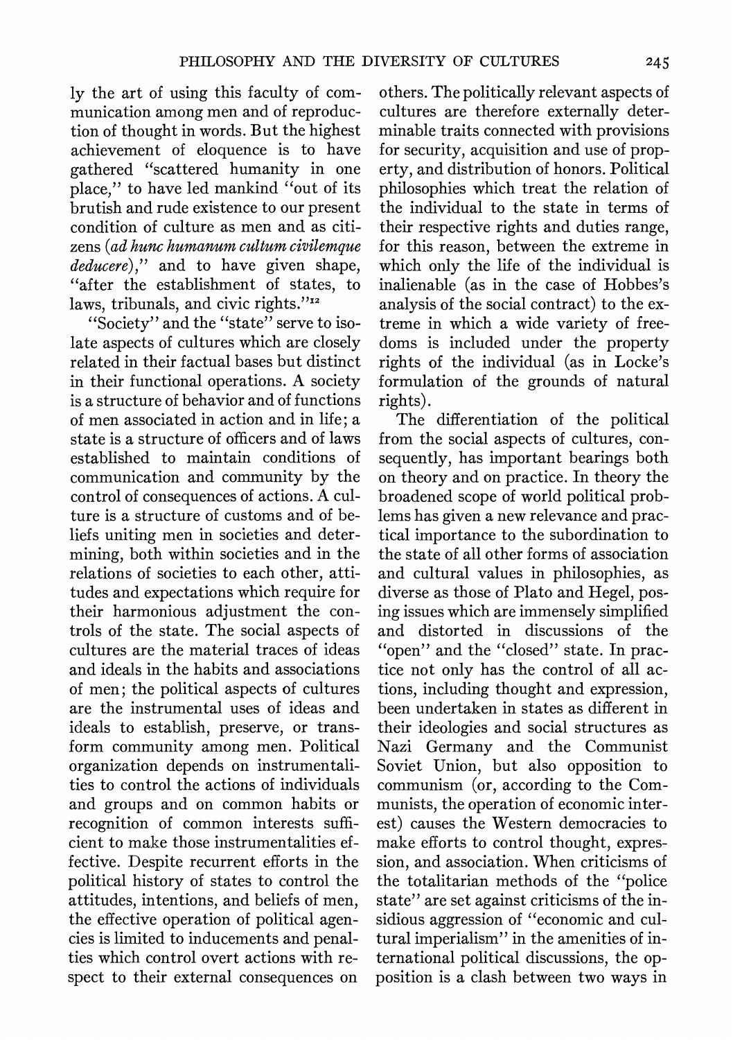ly the art of using this faculty of communication among men and of reproduction of thought in words. But the highest achievement of eloquence is to have gathered "scattered humanity in one place," to have led mankind "out of its brutish and rude existence to our present condition of culture as men and as citizens (*ad hunc humanum cultum civilemque deducere*)," and to have given shape, "after the establishment of states, to laws, tribunals, and civic rights."[12]

"Society" and the "state" serve to isolate aspects of cultures which are closely related in their factual bases but distinct in their functional operations. A society is a structure of behavior and of functions of men associated in action and in life; a state is a structure of officers and of laws established to maintain conditions of communication and community by the control of consequences of actions. A culture is a structure of customs and of beliefs uniting men in societies and determining, both within societies and in the relations of societies to each other, attitudes and expectations which require for their harmonious adjustment the controls of the state. The social aspects of cultures are the material traces of ideas and ideals in the habits and associations of men; the political aspects of cultures are the instrumental uses of ideas and ideals to establish, preserve, or transform community among men. Political organization depends on instrumentalities to control the actions of individuals and groups and on common habits or recognition of common interests sufficient to make those instrumentalities effective. Despite recurrent efforts in the political history of states to control the attitudes, intentions, and beliefs of men, the effective operation of political agencies is limited to inducements and penalties which control overt actions with respect to their external consequences on others. The politically relevant aspects of cultures are therefore externally determinable traits connected with provisions for security, acquisition and use of property, and distribution of honors. Political philosophies which treat the relation of the individual to the state in terms of their respective rights and duties range, for this reason, between the extreme in which only the life of the individual is inalienable (as in the case of Hobbes's analysis of the social contract) to the extreme in which a wide variety of freedoms is included under the property rights of the individual (as in Locke's formulation of the grounds of natural rights).

The differentiation of the political from the social aspects of cultures, consequently, has important bearings both on theory and on practice. In theory the broadened scope of world political problems has given a new relevance and practical importance to the subordination to the state of all other forms of association and cultural values in philosophies, as diverse as those of Plato and Hegel, posing issues which are immensely simplified and distorted in discussions of the "open" and the "closed" state. In practice not only has the control of all actions, including thought and expression, been undertaken in states as different in their ideologies and social structures as Nazi Germany and the Communist Soviet Union, but also opposition to communism (or, according to the Communists, the operation of economic interest) causes the Western democracies to make efforts to control thought, expression, and association. When criticisms of the totalitarian methods of the "police state" are set against criticisms of the insidious aggression of "economic and cultural imperialism" in the amenities of international political discussions, the opposition is a clash between two ways in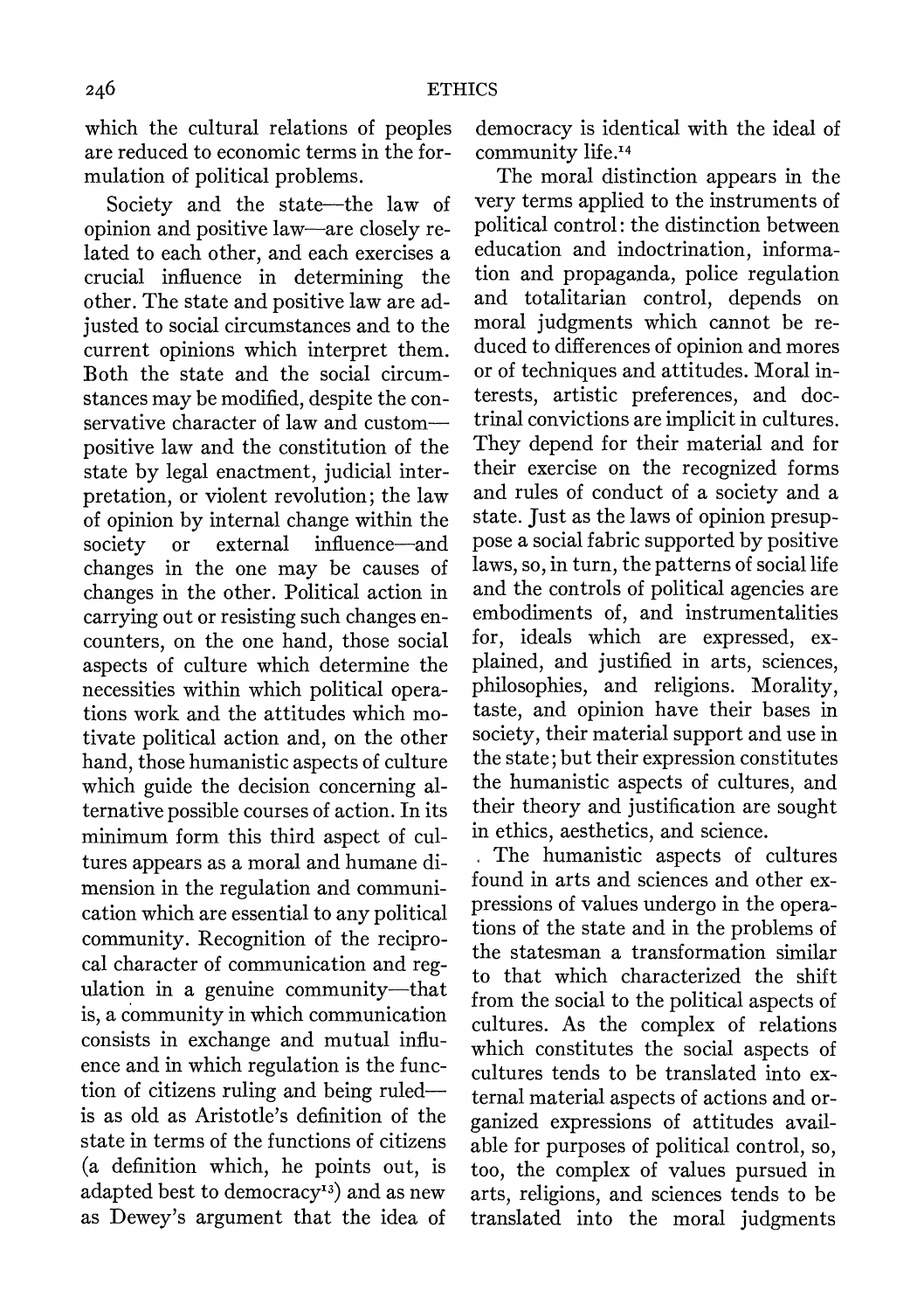which the cultural relations of peoples are reduced to economic terms in the formulation of political problems.

Society and the state—the law of opinion and positive law—are closely related to each other, and each exercises a crucial influence in determining the other. The state and positive law are adjusted to social circumstances and to the current opinions which interpret them. Both the state and the social circumstances may be modified, despite the conservative character of law and custom—positive law and the constitution of the state by legal enactment, judicial interpretation, or violent revolution; the law of opinion by internal change within the society or external influence—and changes in the one may be causes of changes in the other. Political action in carrying out or resisting such changes encounters, on the one hand, those social aspects of culture which determine the necessities within which political operations work and the attitudes which motivate political action and, on the other hand, those humanistic aspects of culture which guide the decision concerning alternative possible courses of action. In its minimum form this third aspect of cultures appears as a moral and humane dimension in the regulation and communication which are essential to any political community. Recognition of the reciprocal character of communication and regulation in a genuine community—that is, a community in which communication consists in exchange and mutual influence and in which regulation is the function of citizens ruling and being ruled—is as old as Aristotle's definition of the state in terms of the functions of citizens (a definition which, he points out, is adapted best to democracy[13]) and as new as Dewey's argument that the idea of democracy is identical with the ideal of community life.[14]

The moral distinction appears in the very terms applied to the instruments of political control: the distinction between education and indoctrination, information and propaganda, police regulation and totalitarian control, depends on moral judgments which cannot be reduced to differences of opinion and mores or of techniques and attitudes. Moral interests, artistic preferences, and doctrinal convictions are implicit in cultures. They depend for their material and for their exercise on the recognized forms and rules of conduct of a society and a state. Just as the laws of opinion presuppose a social fabric supported by positive laws, so, in turn, the patterns of social life and the controls of political agencies are embodiments of, and instrumentalities for, ideals which are expressed, explained, and justified in arts, sciences, philosophies, and religions. Morality, taste, and opinion have their bases in society, their material support and use in the state; but their expression constitutes the humanistic aspects of cultures, and their theory and justification are sought in ethics, aesthetics, and science.

The humanistic aspects of cultures found in arts and sciences and other expressions of values undergo in the operations of the state and in the problems of the statesman a transformation similar to that which characterized the shift from the social to the political aspects of cultures. As the complex of relations which constitutes the social aspects of cultures tends to be translated into external material aspects of actions and organized expressions of attitudes available for purposes of political control, so, too, the complex of values pursued in arts, religions, and sciences tends to be translated into the moral judgments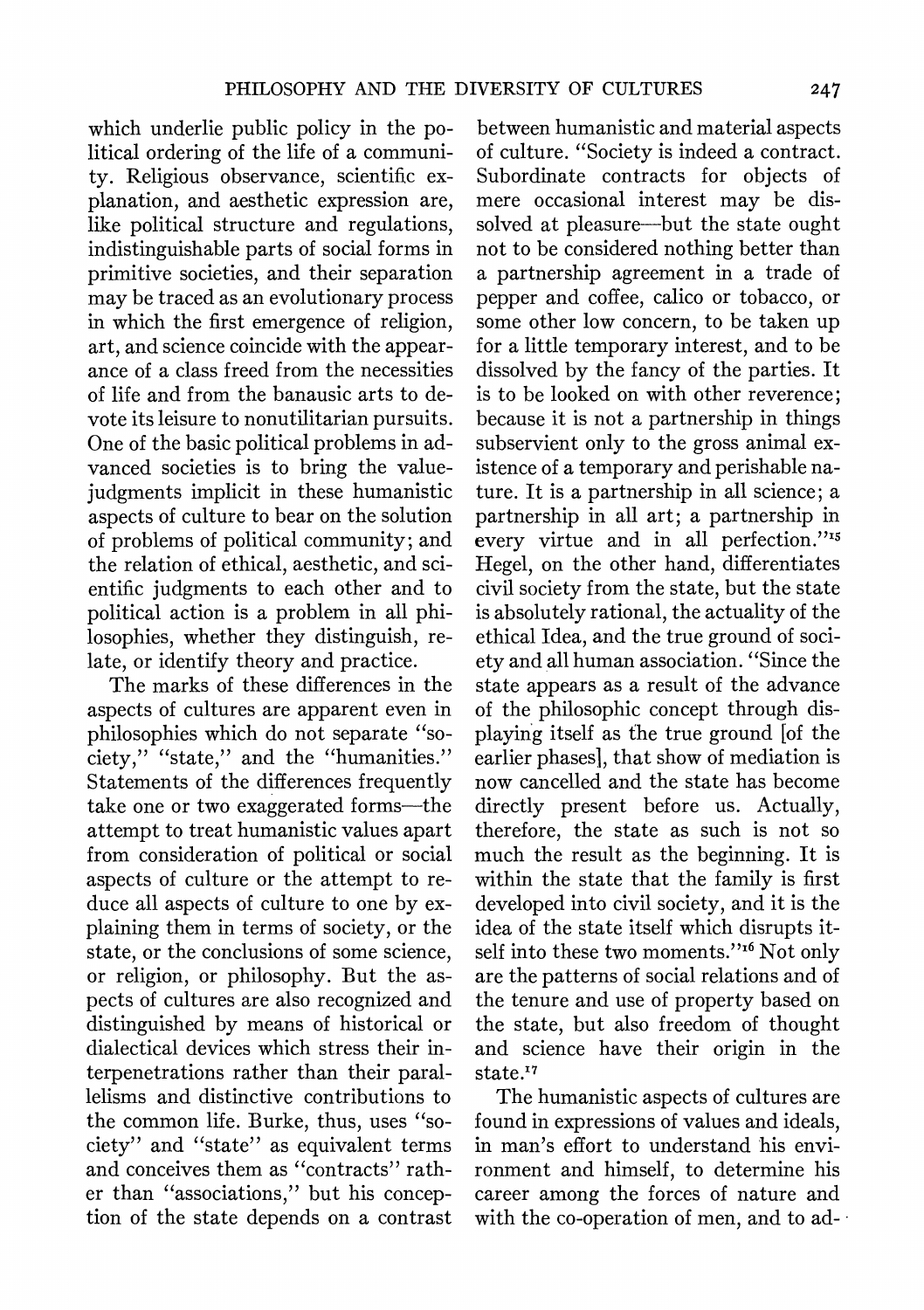which underlie public policy in the political ordering of the life of a community. Religious observance, scientific explanation, and aesthetic expression are, like political structure and regulations, indistinguishable parts of social forms in primitive societies, and their separation may be traced as an evolutionary process in which the first emergence of religion, art, and science coincide with the appearance of a class freed from the necessities of life and from the banausic arts to devote its leisure to nonutilitarian pursuits. One of the basic political problems in advanced societies is to bring the value-judgments implicit in these humanistic aspects of culture to bear on the solution of problems of political community; and the relation of ethical, aesthetic, and scientific judgments to each other and to political action is a problem in all philosophies, whether they distinguish, relate, or identify theory and practice.

The marks of these differences in the aspects of cultures are apparent even in philosophies which do not separate "society," "state," and the "humanities." Statements of the differences frequently take one or two exaggerated forms—the attempt to treat humanistic values apart from consideration of political or social aspects of culture or the attempt to reduce all aspects of culture to one by explaining them in terms of society, or the state, or the conclusions of some science, or religion, or philosophy. But the aspects of cultures are also recognized and distinguished by means of historical or dialectical devices which stress their interpenetrations rather than their parallelisms and distinctive contributions to the common life. Burke, thus, uses "society" and "state" as equivalent terms and conceives them as "contracts" rather than "associations," but his conception of the state depends on a contrast between humanistic and material aspects of culture. "Society is indeed a contract. Subordinate contracts for objects of mere occasional interest may be dissolved at pleasure—but the state ought not to be considered nothing better than a partnership agreement in a trade of pepper and coffee, calico or tobacco, or some other low concern, to be taken up for a little temporary interest, and to be dissolved by the fancy of the parties. It is to be looked on with other reverence; because it is not a partnership in things subservient only to the gross animal existence of a temporary and perishable nature. It is a partnership in all science; a partnership in all art; a partnership in every virtue and in all perfection."[15] Hegel, on the other hand, differentiates civil society from the state, but the state is absolutely rational, the actuality of the ethical Idea, and the true ground of society and all human association. "Since the state appears as a result of the advance of the philosophic concept through displaying itself as the true ground [of the earlier phases], that show of mediation is now cancelled and the state has become directly present before us. Actually, therefore, the state as such is not so much the result as the beginning. It is within the state that the family is first developed into civil society, and it is the idea of the state itself which disrupts itself into these two moments."[16] Not only are the patterns of social relations and of the tenure and use of property based on the state, but also freedom of thought and science have their origin in the state.[17]

The humanistic aspects of cultures are found in expressions of values and ideals, in man's effort to understand his environment and himself, to determine his career among the forces of nature and with the co-operation of men, and to ad-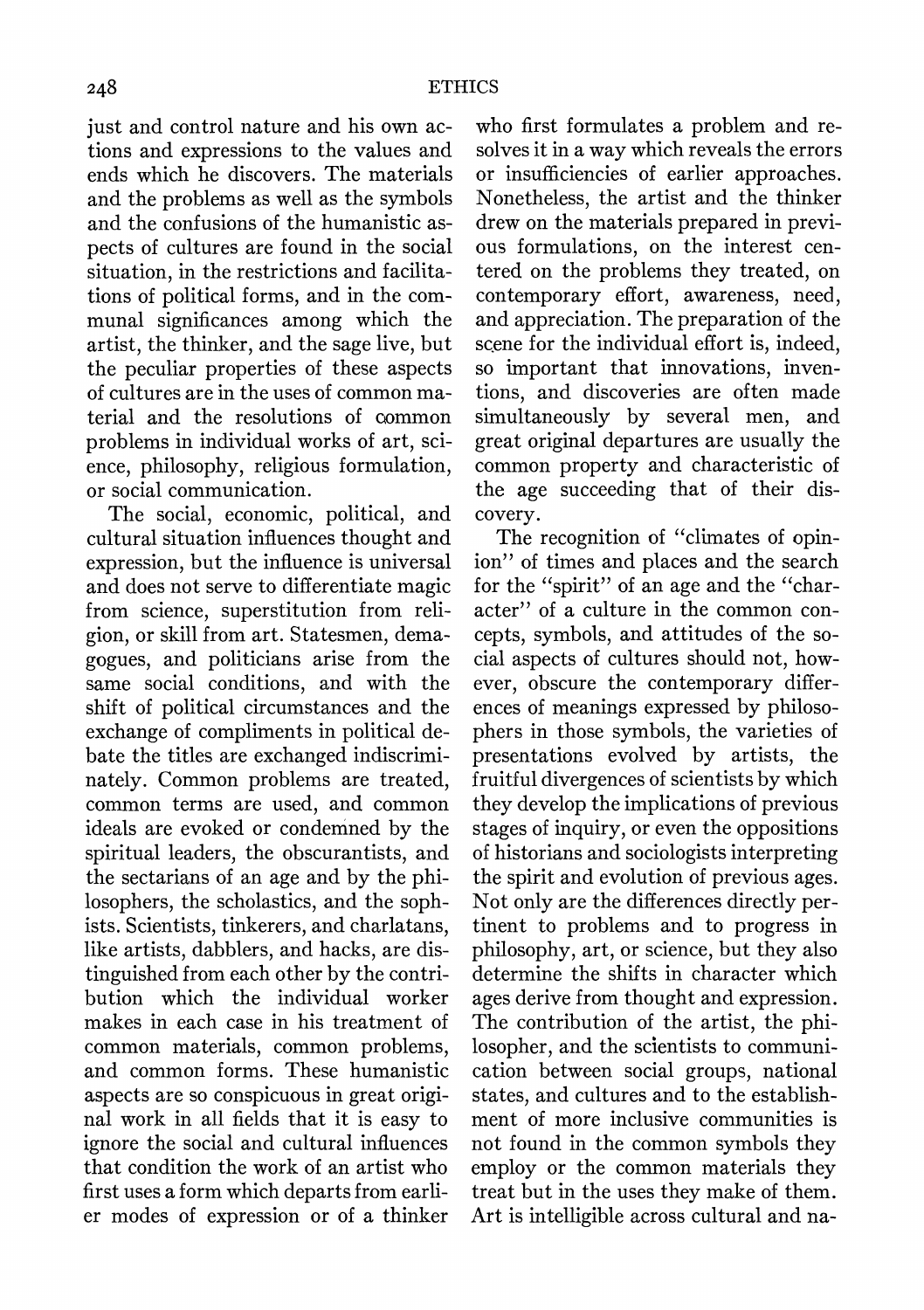just and control nature and his own actions and expressions to the values and ends which he discovers. The materials and the problems as well as the symbols and the confusions of the humanistic aspects of cultures are found in the social situation, in the restrictions and facilitations of political forms, and in the communal significances among which the artist, the thinker, and the sage live, but the peculiar properties of these aspects of cultures are in the uses of common material and the resolutions of common problems in individual works of art, science, philosophy, religious formulation, or social communication.

The social, economic, political, and cultural situation influences thought and expression, but the influence is universal and does not serve to differentiate magic from science, superstitution from religion, or skill from art. Statesmen, demagogues, and politicians arise from the same social conditions, and with the shift of political circumstances and the exchange of compliments in political debate the titles are exchanged indiscriminately. Common problems are treated, common terms are used, and common ideals are evoked or condemned by the spiritual leaders, the obscurantists, and the sectarians of an age and by the philosophers, the scholastics, and the sophists. Scientists, tinkerers, and charlatans, like artists, dabblers, and hacks, are distinguished from each other by the contribution which the individual worker makes in each case in his treatment of common materials, common problems, and common forms. These humanistic aspects are so conspicuous in great original work in all fields that it is easy to ignore the social and cultural influences that condition the work of an artist who first uses a form which departs from earlier modes of expression or of a thinker who first formulates a problem and resolves it in a way which reveals the errors or insufficiencies of earlier approaches. Nonetheless, the artist and the thinker drew on the materials prepared in previous formulations, on the interest centered on the problems they treated, on contemporary effort, awareness, need, and appreciation. The preparation of the scene for the individual effort is, indeed, so important that innovations, inventions, and discoveries are often made simultaneously by several men, and great original departures are usually the common property and characteristic of the age succeeding that of their discovery.

The recognition of "climates of opinion" of times and places and the search for the "spirit" of an age and the "character" of a culture in the common concepts, symbols, and attitudes of the social aspects of cultures should not, however, obscure the contemporary differences of meanings expressed by philosophers in those symbols, the varieties of presentations evolved by artists, the fruitful divergences of scientists by which they develop the implications of previous stages of inquiry, or even the oppositions of historians and sociologists interpreting the spirit and evolution of previous ages. Not only are the differences directly pertinent to problems and to progress in philosophy, art, or science, but they also determine the shifts in character which ages derive from thought and expression. The contribution of the artist, the philosopher, and the scientists to communication between social groups, national states, and cultures and to the establishment of more inclusive communities is not found in the common symbols they employ or the common materials they treat but in the uses they make of them. Art is intelligible across cultural and na-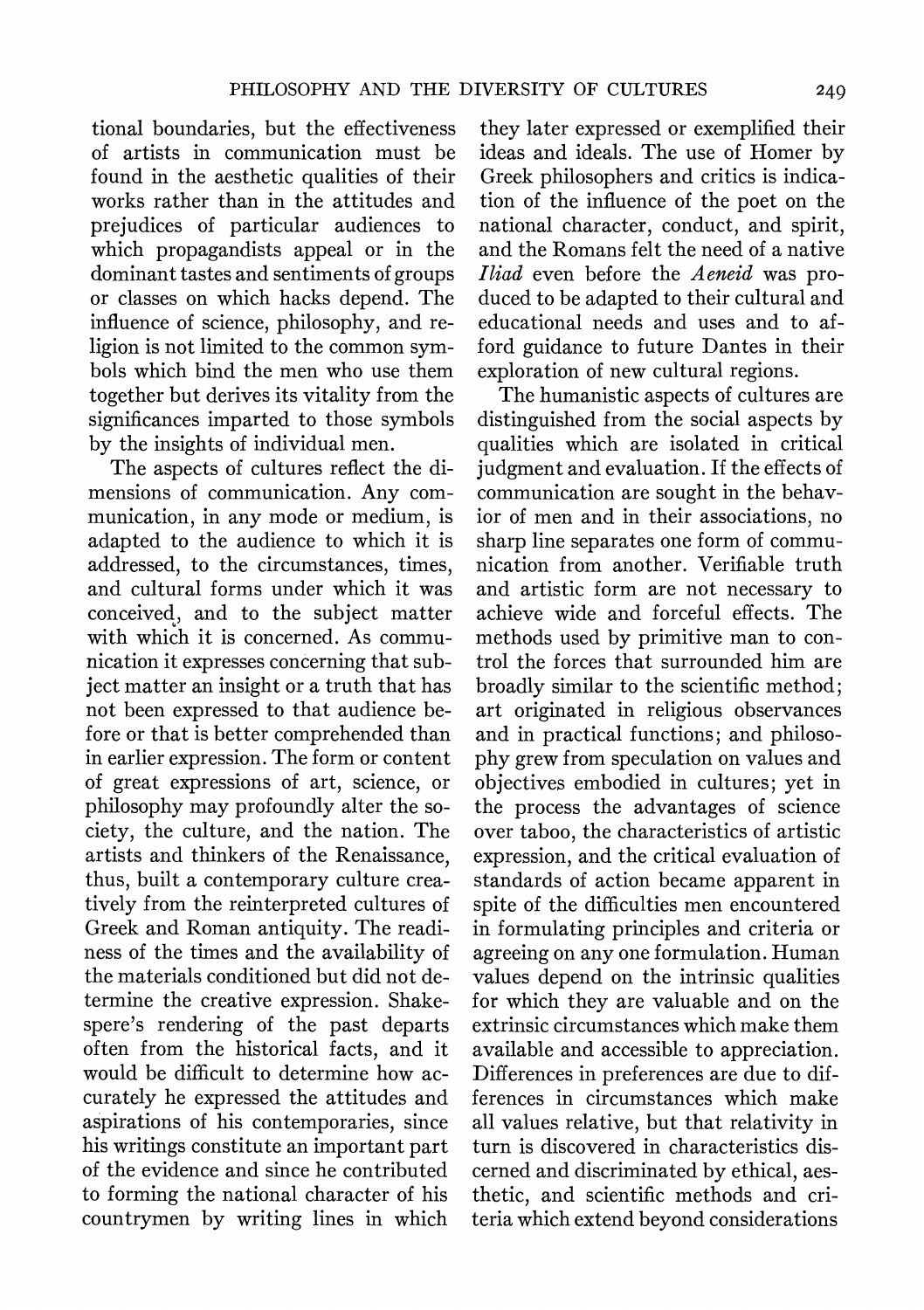tional boundaries, but the effectiveness of artists in communication must be found in the aesthetic qualities of their works rather than in the attitudes and prejudices of particular audiences to which propagandists appeal or in the dominant tastes and sentiments of groups or classes on which hacks depend. The influence of science, philosophy, and religion is not limited to the common symbols which bind the men who use them together but derives its vitality from the significances imparted to those symbols by the insights of individual men.

The aspects of cultures reflect the dimensions of communication. Any communication, in any mode or medium, is adapted to the audience to which it is addressed, to the circumstances, times, and cultural forms under which it was conceived, and to the subject matter with which it is concerned. As communication it expresses concerning that subject matter an insight or a truth that has not been expressed to that audience before or that is better comprehended than in earlier expression. The form or content of great expressions of art, science, or philosophy may profoundly alter the society, the culture, and the nation. The artists and thinkers of the Renaissance, thus, built a contemporary culture creatively from the reinterpreted cultures of Greek and Roman antiquity. The readiness of the times and the availability of the materials conditioned but did not determine the creative expression. Shakespere's rendering of the past departs often from the historical facts, and it would be difficult to determine how accurately he expressed the attitudes and aspirations of his contemporaries, since his writings constitute an important part of the evidence and since he contributed to forming the national character of his countrymen by writing lines in which they later expressed or exemplified their ideas and ideals. The use of Homer by Greek philosophers and critics is indication of the influence of the poet on the national character, conduct, and spirit, and the Romans felt the need of a native *Iliad* even before the *Aeneid* was produced to be adapted to their cultural and educational needs and uses and to afford guidance to future Dantes in their exploration of new cultural regions.

The humanistic aspects of cultures are distinguished from the social aspects by qualities which are isolated in critical judgment and evaluation. If the effects of communication are sought in the behavior of men and in their associations, no sharp line separates one form of communication from another. Verifiable truth and artistic form are not necessary to achieve wide and forceful effects. The methods used by primitive man to control the forces that surrounded him are broadly similar to the scientific method; art originated in religious observances and in practical functions; and philosophy grew from speculation on values and objectives embodied in cultures; yet in the process the advantages of science over taboo, the characteristics of artistic expression, and the critical evaluation of standards of action became apparent in spite of the difficulties men encountered in formulating principles and criteria or agreeing on any one formulation. Human values depend on the intrinsic qualities for which they are valuable and on the extrinsic circumstances which make them available and accessible to appreciation. Differences in preferences are due to differences in circumstances which make all values relative, but that relativity in turn is discovered in characteristics discerned and discriminated by ethical, aesthetic, and scientific methods and criteria which extend beyond considerations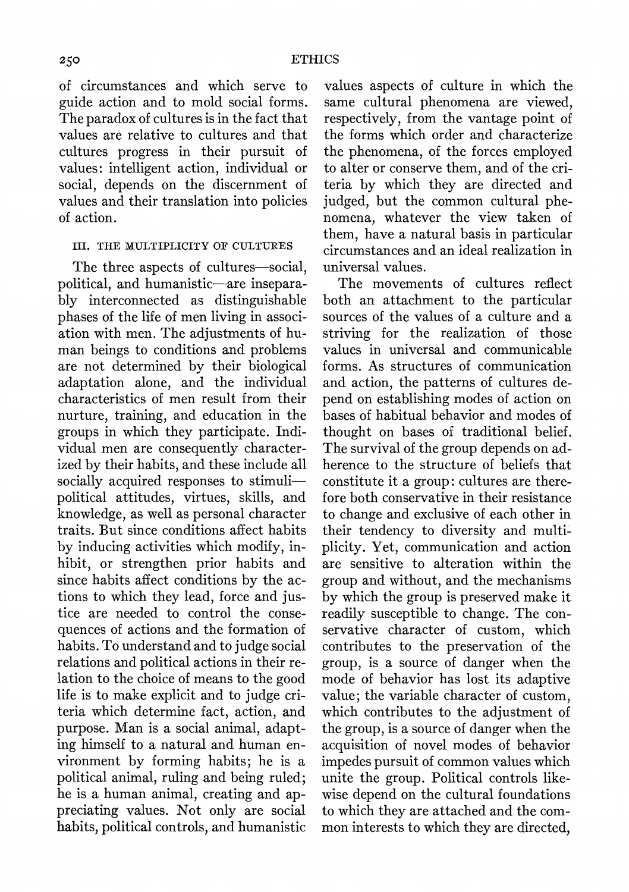of circumstances and which serve to guide action and to mold social forms. The paradox of cultures is in the fact that values are relative to cultures and that cultures progress in their pursuit of values: intelligent action, individual or social, depends on the discernment of values and their translation into policies of action.

### III. THE MULTIPLICITY OF CULTURES

The three aspects of cultures—social, political, and humanistic—are inseparably interconnected as distinguishable phases of the life of men living in association with men. The adjustments of human beings to conditions and problems are not determined by their biological adaptation alone, and the individual characteristics of men result from their nurture, training, and education in the groups in which they participate. Individual men are consequently characterized by their habits, and these include all socially acquired responses to stimuli—political attitudes, virtues, skills, and knowledge, as well as personal character traits. But since conditions affect habits by inducing activities which modify, inhibit, or strengthen prior habits and since habits affect conditions by the actions to which they lead, force and justice are needed to control the consequences of actions and the formation of habits. To understand and to judge social relations and political actions in their relation to the choice of means to the good life is to make explicit and to judge criteria which determine fact, action, and purpose. Man is a social animal, adapting himself to a natural and human environment by forming habits; he is a political animal, ruling and being ruled; he is a human animal, creating and appreciating values. Not only are social habits, political controls, and humanistic values aspects of culture in which the same cultural phenomena are viewed, respectively, from the vantage point of the forms which order and characterize the phenomena, of the forces employed to alter or conserve them, and of the criteria by which they are directed and judged, but the common cultural phenomena, whatever the view taken of them, have a natural basis in particular circumstances and an ideal realization in universal values.

The movements of cultures reflect both an attachment to the particular sources of the values of a culture and a striving for the realization of those values in universal and communicable forms. As structures of communication and action, the patterns of cultures depend on establishing modes of action on bases of habitual behavior and modes of thought on bases of traditional belief. The survival of the group depends on adherence to the structure of beliefs that constitute it a group: cultures are therefore both conservative in their resistance to change and exclusive of each other in their tendency to diversity and multiplicity. Yet, communication and action are sensitive to alteration within the group and without, and the mechanisms by which the group is preserved make it readily susceptible to change. The conservative character of custom, which contributes to the preservation of the group, is a source of danger when the mode of behavior has lost its adaptive value; the variable character of custom, which contributes to the adjustment of the group, is a source of danger when the acquisition of novel modes of behavior impedes pursuit of common values which unite the group. Political controls likewise depend on the cultural foundations to which they are attached and the common interests to which they are directed,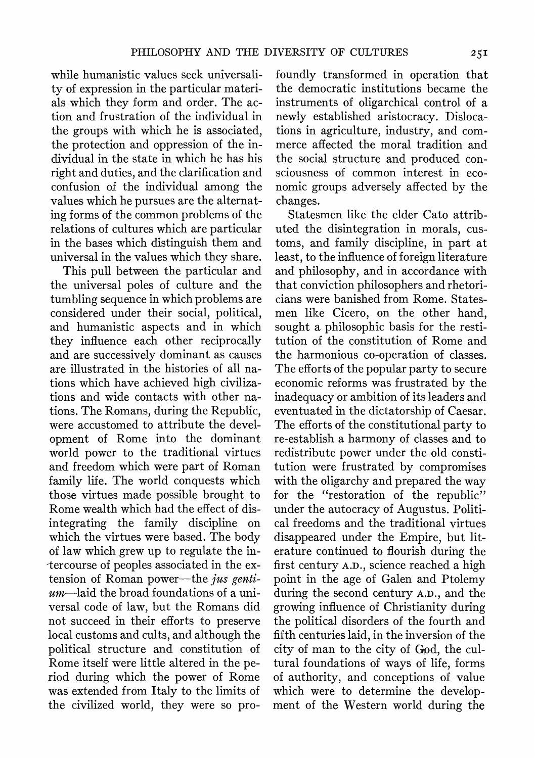while humanistic values seek universality of expression in the particular materials which they form and order. The action and frustration of the individual in the groups with which he is associated, the protection and oppression of the individual in the state in which he has his right and duties, and the clarification and confusion of the individual among the values which he pursues are the alternating forms of the common problems of the relations of cultures which are particular in the bases which distinguish them and universal in the values which they share.

This pull between the particular and the universal poles of culture and the tumbling sequence in which problems are considered under their social, political, and humanistic aspects and in which they influence each other reciprocally and are successively dominant as causes are illustrated in the histories of all nations which have achieved high civilizations and wide contacts with other nations. The Romans, during the Republic, were accustomed to attribute the development of Rome into the dominant world power to the traditional virtues and freedom which were part of Roman family life. The world conquests which those virtues made possible brought to Rome wealth which had the effect of disintegrating the family discipline on which the virtues were based. The body of law which grew up to regulate the intercourse of peoples associated in the extension of Roman power—the *jus gentium*—laid the broad foundations of a universal code of law, but the Romans did not succeed in their efforts to preserve local customs and cults, and although the political structure and constitution of Rome itself were little altered in the period during which the power of Rome was extended from Italy to the limits of the civilized world, they were so profoundly transformed in operation that the democratic institutions became the instruments of oligarchical control of a newly established aristocracy. Dislocations in agriculture, industry, and commerce affected the moral tradition and the social structure and produced consciousness of common interest in economic groups adversely affected by the changes.

Statesmen like the elder Cato attributed the disintegration in morals, customs, and family discipline, in part at least, to the influence of foreign literature and philosophy, and in accordance with that conviction philosophers and rhetoricians were banished from Rome. Statesmen like Cicero, on the other hand, sought a philosophic basis for the restitution of the constitution of Rome and the harmonious co-operation of classes. The efforts of the popular party to secure economic reforms was frustrated by the inadequacy or ambition of its leaders and eventuated in the dictatorship of Caesar. The efforts of the constitutional party to re-establish a harmony of classes and to redistribute power under the old constitution were frustrated by compromises with the oligarchy and prepared the way for the "restoration of the republic" under the autocracy of Augustus. Political freedoms and the traditional virtues disappeared under the Empire, but literature continued to flourish during the first century A.D., science reached a high point in the age of Galen and Ptolemy during the second century A.D., and the growing influence of Christianity during the political disorders of the fourth and fifth centuries laid, in the inversion of the city of man to the city of God, the cultural foundations of ways of life, forms of authority, and conceptions of value which were to determine the development of the Western world during the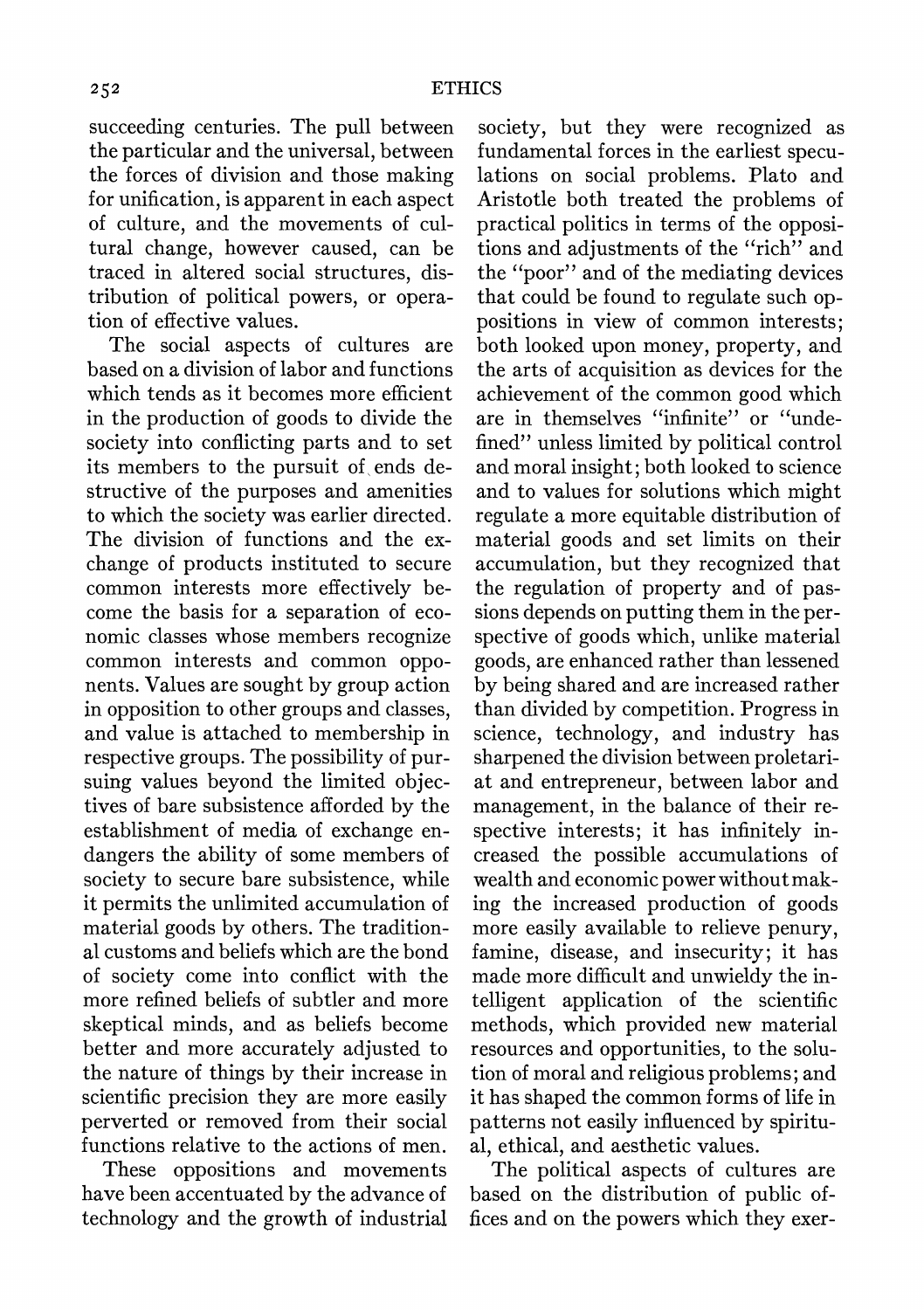succeeding centuries. The pull between the particular and the universal, between the forces of division and those making for unification, is apparent in each aspect of culture, and the movements of cultural change, however caused, can be traced in altered social structures, distribution of political powers, or operation of effective values.

The social aspects of cultures are based on a division of labor and functions which tends as it becomes more efficient in the production of goods to divide the society into conflicting parts and to set its members to the pursuit of ends destructive of the purposes and amenities to which the society was earlier directed. The division of functions and the exchange of products instituted to secure common interests more effectively become the basis for a separation of economic classes whose members recognize common interests and common opponents. Values are sought by group action in opposition to other groups and classes, and value is attached to membership in respective groups. The possibility of pursuing values beyond the limited objectives of bare subsistence afforded by the establishment of media of exchange endangers the ability of some members of society to secure bare subsistence, while it permits the unlimited accumulation of material goods by others. The traditional customs and beliefs which are the bond of society come into conflict with the more refined beliefs of subtler and more skeptical minds, and as beliefs become better and more accurately adjusted to the nature of things by their increase in scientific precision they are more easily perverted or removed from their social functions relative to the actions of men.

These oppositions and movements have been accentuated by the advance of technology and the growth of industrial society, but they were recognized as fundamental forces in the earliest speculations on social problems. Plato and Aristotle both treated the problems of practical politics in terms of the oppositions and adjustments of the "rich" and the "poor" and of the mediating devices that could be found to regulate such oppositions in view of common interests; both looked upon money, property, and the arts of acquisition as devices for the achievement of the common good which are in themselves "infinite" or "undefined" unless limited by political control and moral insight; both looked to science and to values for solutions which might regulate a more equitable distribution of material goods and set limits on their accumulation, but they recognized that the regulation of property and of passions depends on putting them in the perspective of goods which, unlike material goods, are enhanced rather than lessened by being shared and are increased rather than divided by competition. Progress in science, technology, and industry has sharpened the division between proletariat and entrepreneur, between labor and management, in the balance of their respective interests; it has infinitely increased the possible accumulations of wealth and economic power without making the increased production of goods more easily available to relieve penury, famine, disease, and insecurity; it has made more difficult and unwieldy the intelligent application of the scientific methods, which provided new material resources and opportunities, to the solution of moral and religious problems; and it has shaped the common forms of life in patterns not easily influenced by spiritual, ethical, and aesthetic values.

The political aspects of cultures are based on the distribution of public offices and on the powers which they exer-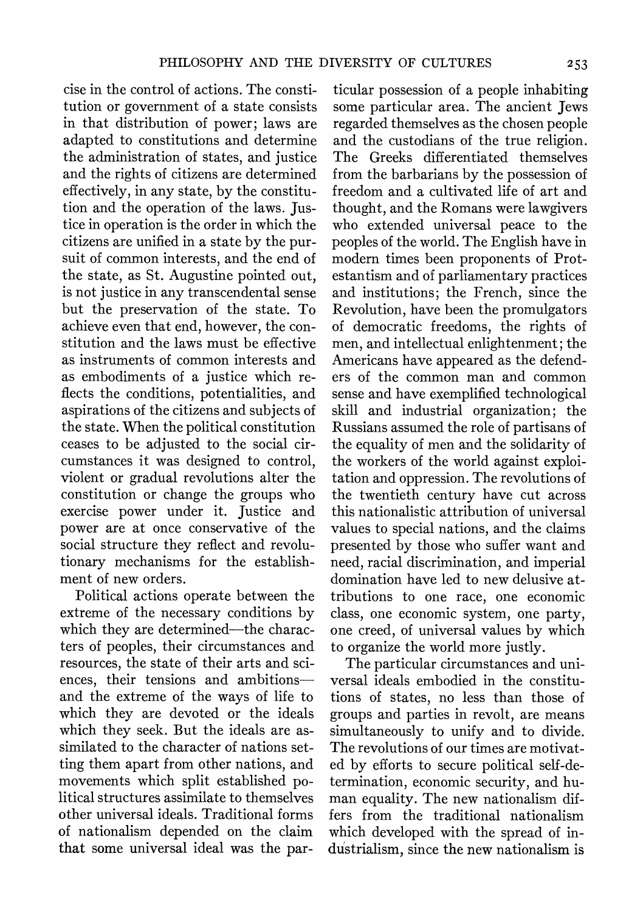cise in the control of actions. The constitution or government of a state consists in that distribution of power; laws are adapted to constitutions and determine the administration of states, and justice and the rights of citizens are determined effectively, in any state, by the constitution and the operation of the laws. Justice in operation is the order in which the citizens are unified in a state by the pursuit of common interests, and the end of the state, as St. Augustine pointed out, is not justice in any transcendental sense but the preservation of the state. To achieve even that end, however, the constitution and the laws must be effective as instruments of common interests and as embodiments of a justice which reflects the conditions, potentialities, and aspirations of the citizens and subjects of the state. When the political constitution ceases to be adjusted to the social circumstances it was designed to control, violent or gradual revolutions alter the constitution or change the groups who exercise power under it. Justice and power are at once conservative of the social structure they reflect and revolutionary mechanisms for the establishment of new orders.

Political actions operate between the extreme of the necessary conditions by which they are determined—the characters of peoples, their circumstances and resources, the state of their arts and sciences, their tensions and ambitions—and the extreme of the ways of life to which they are devoted or the ideals which they seek. But the ideals are assimilated to the character of nations setting them apart from other nations, and movements which split established political structures assimilate to themselves other universal ideals. Traditional forms of nationalism depended on the claim that some universal ideal was the particular possession of a people inhabiting some particular area. The ancient Jews regarded themselves as the chosen people and the custodians of the true religion. The Greeks differentiated themselves from the barbarians by the possession of freedom and a cultivated life of art and thought, and the Romans were lawgivers who extended universal peace to the peoples of the world. The English have in modern times been proponents of Protestantism and of parliamentary practices and institutions; the French, since the Revolution, have been the promulgators of democratic freedoms, the rights of men, and intellectual enlightenment; the Americans have appeared as the defenders of the common man and common sense and have exemplified technological skill and industrial organization; the Russians assumed the role of partisans of the equality of men and the solidarity of the workers of the world against exploitation and oppression. The revolutions of the twentieth century have cut across this nationalistic attribution of universal values to special nations, and the claims presented by those who suffer want and need, racial discrimination, and imperial domination have led to new delusive attributions to one race, one economic class, one economic system, one party, one creed, of universal values by which to organize the world more justly.

The particular circumstances and universal ideals embodied in the constitutions of states, no less than those of groups and parties in revolt, are means simultaneously to unify and to divide. The revolutions of our times are motivated by efforts to secure political self-determination, economic security, and human equality. The new nationalism differs from the traditional nationalism which developed with the spread of industrialism, since the new nationalism is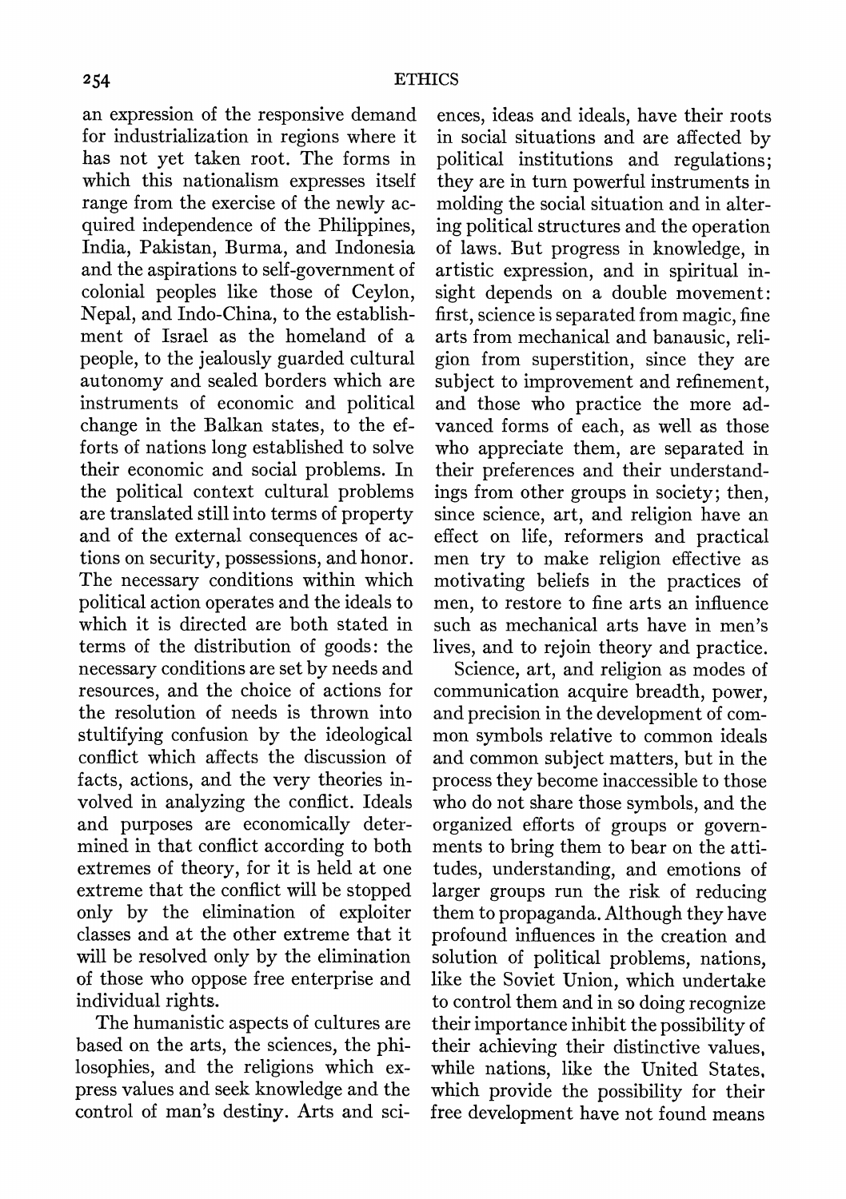an expression of the responsive demand for industrialization in regions where it has not yet taken root. The forms in which this nationalism expresses itself range from the exercise of the newly acquired independence of the Philippines, India, Pakistan, Burma, and Indonesia and the aspirations to self-government of colonial peoples like those of Ceylon, Nepal, and Indo-China, to the establishment of Israel as the homeland of a people, to the jealously guarded cultural autonomy and sealed borders which are instruments of economic and political change in the Balkan states, to the efforts of nations long established to solve their economic and social problems. In the political context cultural problems are translated still into terms of property and of the external consequences of actions on security, possessions, and honor. The necessary conditions within which political action operates and the ideals to which it is directed are both stated in terms of the distribution of goods: the necessary conditions are set by needs and resources, and the choice of actions for the resolution of needs is thrown into stultifying confusion by the ideological conflict which affects the discussion of facts, actions, and the very theories involved in analyzing the conflict. Ideals and purposes are economically determined in that conflict according to both extremes of theory, for it is held at one extreme that the conflict will be stopped only by the elimination of exploiter classes and at the other extreme that it will be resolved only by the elimination of those who oppose free enterprise and individual rights.

The humanistic aspects of cultures are based on the arts, the sciences, the philosophies, and the religions which express values and seek knowledge and the control of man's destiny. Arts and sciences, ideas and ideals, have their roots in social situations and are affected by political institutions and regulations; they are in turn powerful instruments in molding the social situation and in altering political structures and the operation of laws. But progress in knowledge, in artistic expression, and in spiritual insight depends on a double movement: first, science is separated from magic, fine arts from mechanical and banausic, religion from superstition, since they are subject to improvement and refinement, and those who practice the more advanced forms of each, as well as those who appreciate them, are separated in their preferences and their understandings from other groups in society; then, since science, art, and religion have an effect on life, reformers and practical men try to make religion effective as motivating beliefs in the practices of men, to restore to fine arts an influence such as mechanical arts have in men's lives, and to rejoin theory and practice.

Science, art, and religion as modes of communication acquire breadth, power, and precision in the development of common symbols relative to common ideals and common subject matters, but in the process they become inaccessible to those who do not share those symbols, and the organized efforts of groups or governments to bring them to bear on the attitudes, understanding, and emotions of larger groups run the risk of reducing them to propaganda. Although they have profound influences in the creation and solution of political problems, nations, like the Soviet Union, which undertake to control them and in so doing recognize their importance inhibit the possibility of their achieving their distinctive values, while nations, like the United States, which provide the possibility for their free development have not found means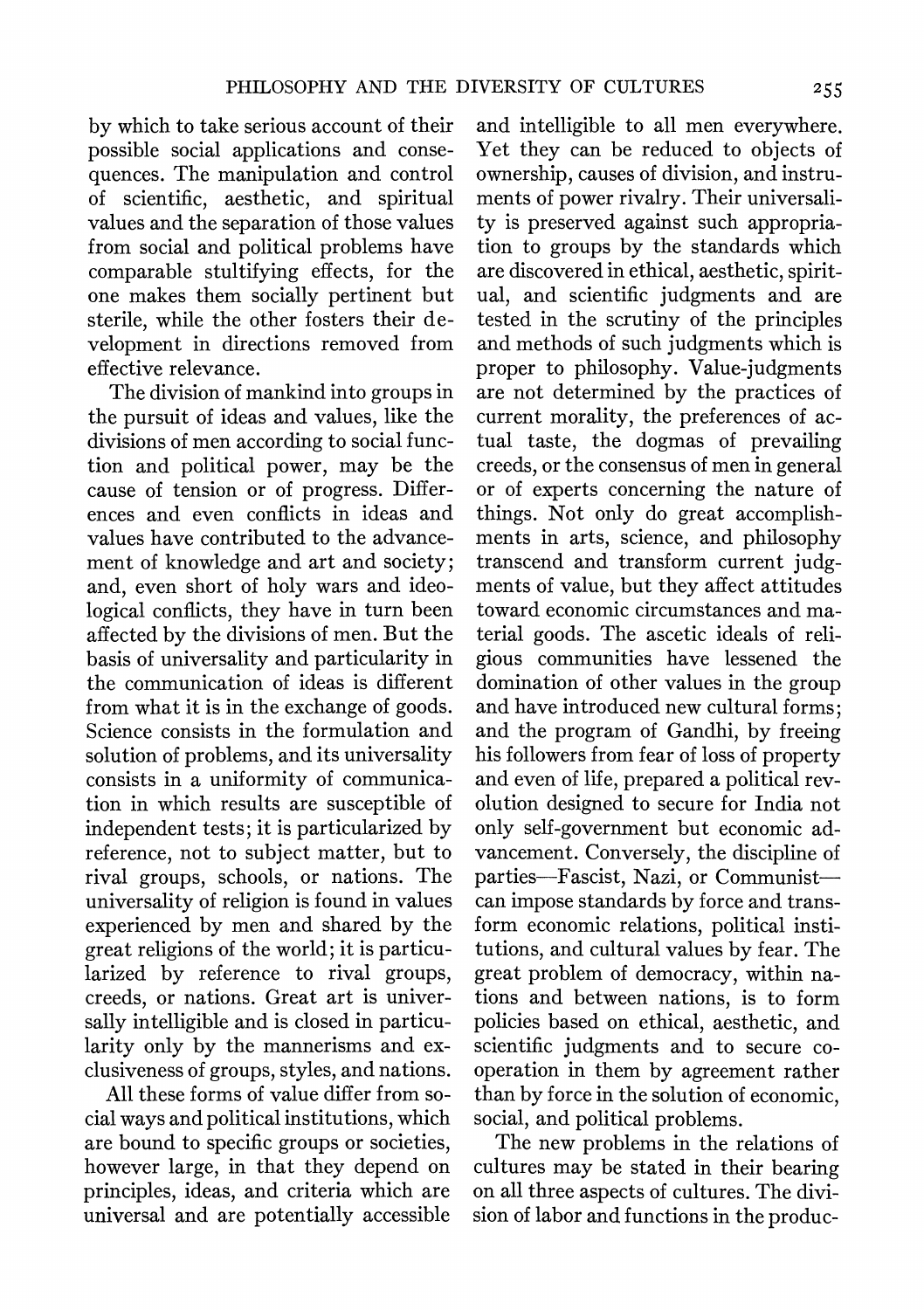by which to take serious account of their possible social applications and consequences. The manipulation and control of scientific, aesthetic, and spiritual values and the separation of those values from social and political problems have comparable stultifying effects, for the one makes them socially pertinent but sterile, while the other fosters their development in directions removed from effective relevance.

The division of mankind into groups in the pursuit of ideas and values, like the divisions of men according to social function and political power, may be the cause of tension or of progress. Differences and even conflicts in ideas and values have contributed to the advancement of knowledge and art and society; and, even short of holy wars and ideological conflicts, they have in turn been affected by the divisions of men. But the basis of universality and particularity in the communication of ideas is different from what it is in the exchange of goods. Science consists in the formulation and solution of problems, and its universality consists in a uniformity of communication in which results are susceptible of independent tests; it is particularized by reference, not to subject matter, but to rival groups, schools, or nations. The universality of religion is found in values experienced by men and shared by the great religions of the world; it is particularized by reference to rival groups, creeds, or nations. Great art is universally intelligible and is closed in particularity only by the mannerisms and exclusiveness of groups, styles, and nations.

All these forms of value differ from social ways and political institutions, which are bound to specific groups or societies, however large, in that they depend on principles, ideas, and criteria which are universal and are potentially accessible and intelligible to all men everywhere. Yet they can be reduced to objects of ownership, causes of division, and instruments of power rivalry. Their universality is preserved against such appropriation to groups by the standards which are discovered in ethical, aesthetic, spiritual, and scientific judgments and are tested in the scrutiny of the principles and methods of such judgments which is proper to philosophy. Value-judgments are not determined by the practices of current morality, the preferences of actual taste, the dogmas of prevailing creeds, or the consensus of men in general or of experts concerning the nature of things. Not only do great accomplishments in arts, science, and philosophy transcend and transform current judgments of value, but they affect attitudes toward economic circumstances and material goods. The ascetic ideals of religious communities have lessened the domination of other values in the group and have introduced new cultural forms; and the program of Gandhi, by freeing his followers from fear of loss of property and even of life, prepared a political revolution designed to secure for India not only self-government but economic advancement. Conversely, the discipline of parties—Fascist, Nazi, or Communist—can impose standards by force and transform economic relations, political institutions, and cultural values by fear. The great problem of democracy, within nations and between nations, is to form policies based on ethical, aesthetic, and scientific judgments and to secure cooperation in them by agreement rather than by force in the solution of economic, social, and political problems.

The new problems in the relations of cultures may be stated in their bearing on all three aspects of cultures. The division of labor and functions in the produc-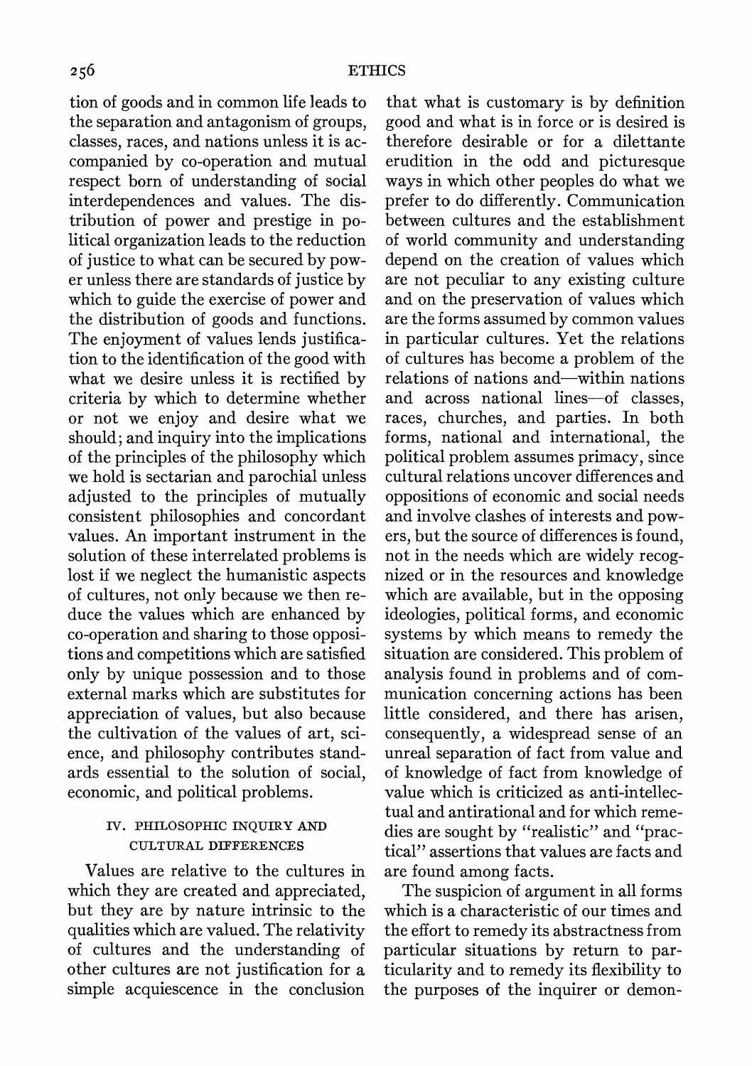tion of goods and in common life leads to the separation and antagonism of groups, classes, races, and nations unless it is accompanied by co-operation and mutual respect born of understanding of social interdependences and values. The distribution of power and prestige in political organization leads to the reduction of justice to what can be secured by power unless there are standards of justice by which to guide the exercise of power and the distribution of goods and functions. The enjoyment of values lends justification to the identification of the good with what we desire unless it is rectified by criteria by which to determine whether or not we enjoy and desire what we should; and inquiry into the implications of the principles of the philosophy which we hold is sectarian and parochial unless adjusted to the principles of mutually consistent philosophies and concordant values. An important instrument in the solution of these interrelated problems is lost if we neglect the humanistic aspects of cultures, not only because we then reduce the values which are enhanced by co-operation and sharing to those oppositions and competitions which are satisfied only by unique possession and to those external marks which are substitutes for appreciation of values, but also because the cultivation of the values of art, science, and philosophy contributes standards essential to the solution of social, economic, and political problems.

### IV. PHILOSOPHIC INQUIRY AND CULTURAL DIFFERENCES

Values are relative to the cultures in which they are created and appreciated, but they are by nature intrinsic to the qualities which are valued. The relativity of cultures and the understanding of other cultures are not justification for a simple acquiescence in the conclusion that what is customary is by definition good and what is in force or is desired is therefore desirable or for a dilettante erudition in the odd and picturesque ways in which other peoples do what we prefer to do differently. Communication between cultures and the establishment of world community and understanding depend on the creation of values which are not peculiar to any existing culture and on the preservation of values which are the forms assumed by common values in particular cultures. Yet the relations of cultures has become a problem of the relations of nations and—within nations and across national lines—of classes, races, churches, and parties. In both forms, national and international, the political problem assumes primacy, since cultural relations uncover differences and oppositions of economic and social needs and involve clashes of interests and powers, but the source of differences is found, not in the needs which are widely recognized or in the resources and knowledge which are available, but in the opposing ideologies, political forms, and economic systems by which means to remedy the situation are considered. This problem of analysis found in problems and of communication concerning actions has been little considered, and there has arisen, consequently, a widespread sense of an unreal separation of fact from value and of knowledge of fact from knowledge of value which is criticized as anti-intellectual and antirational and for which remedies are sought by "realistic" and "practical" assertions that values are facts and are found among facts.

The suspicion of argument in all forms which is a characteristic of our times and the effort to remedy its abstractness from particular situations by return to particularity and to remedy its flexibility to the purposes of the inquirer or demon-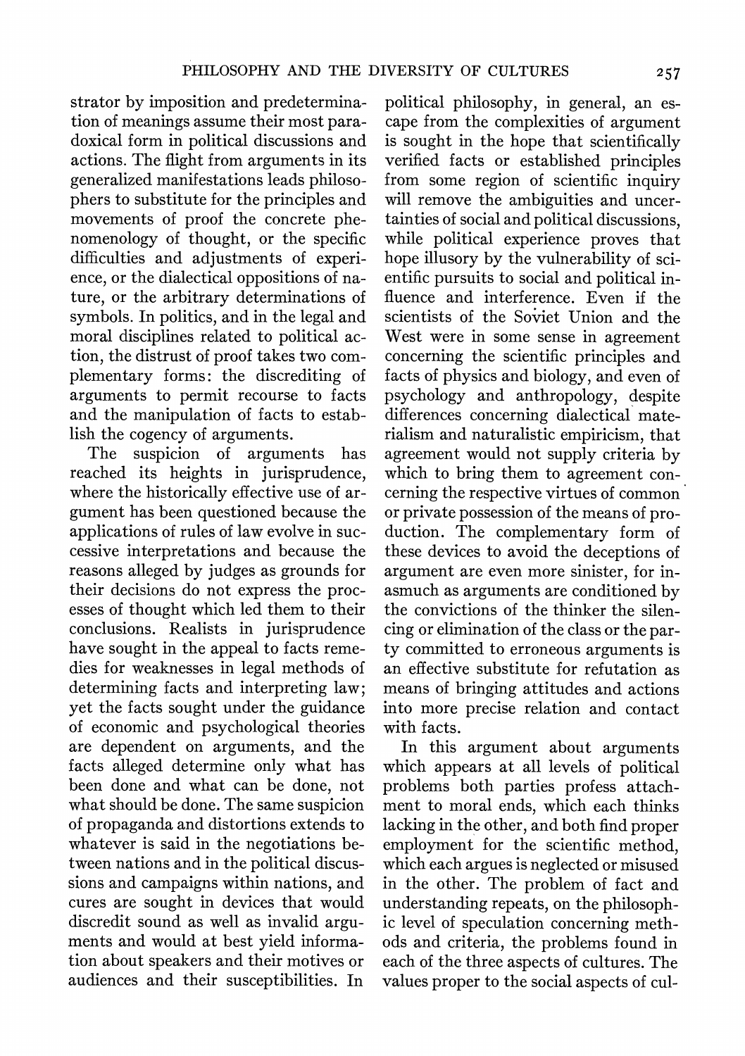strator by imposition and predetermination of meanings assume their most paradoxical form in political discussions and actions. The flight from arguments in its generalized manifestations leads philosophers to substitute for the principles and movements of proof the concrete phenomenology of thought, or the specific difficulties and adjustments of experience, or the dialectical oppositions of nature, or the arbitrary determinations of symbols. In politics, and in the legal and moral disciplines related to political action, the distrust of proof takes two complementary forms: the discrediting of arguments to permit recourse to facts and the manipulation of facts to establish the cogency of arguments.

The suspicion of arguments has reached its heights in jurisprudence, where the historically effective use of argument has been questioned because the applications of rules of law evolve in successive interpretations and because the reasons alleged by judges as grounds for their decisions do not express the processes of thought which led them to their conclusions. Realists in jurisprudence have sought in the appeal to facts remedies for weaknesses in legal methods of determining facts and interpreting law; yet the facts sought under the guidance of economic and psychological theories are dependent on arguments, and the facts alleged determine only what has been done and what can be done, not what should be done. The same suspicion of propaganda and distortions extends to whatever is said in the negotiations between nations and in the political discussions and campaigns within nations, and cures are sought in devices that would discredit sound as well as invalid arguments and would at best yield information about speakers and their motives or audiences and their susceptibilities. In political philosophy, in general, an escape from the complexities of argument is sought in the hope that scientifically verified facts or established principles from some region of scientific inquiry will remove the ambiguities and uncertainties of social and political discussions, while political experience proves that hope illusory by the vulnerability of scientific pursuits to social and political influence and interference. Even if the scientists of the Soviet Union and the West were in some sense in agreement concerning the scientific principles and facts of physics and biology, and even of psychology and anthropology, despite differences concerning dialectical materialism and naturalistic empiricism, that agreement would not supply criteria by which to bring them to agreement concerning the respective virtues of common or private possession of the means of production. The complementary form of these devices to avoid the deceptions of argument are even more sinister, for inasmuch as arguments are conditioned by the convictions of the thinker the silencing or elimination of the class or the party committed to erroneous arguments is an effective substitute for refutation as means of bringing attitudes and actions into more precise relation and contact with facts.

In this argument about arguments which appears at all levels of political problems both parties profess attachment to moral ends, which each thinks lacking in the other, and both find proper employment for the scientific method, which each argues is neglected or misused in the other. The problem of fact and understanding repeats, on the philosophic level of speculation concerning methods and criteria, the problems found in each of the three aspects of cultures. The values proper to the social aspects of cul-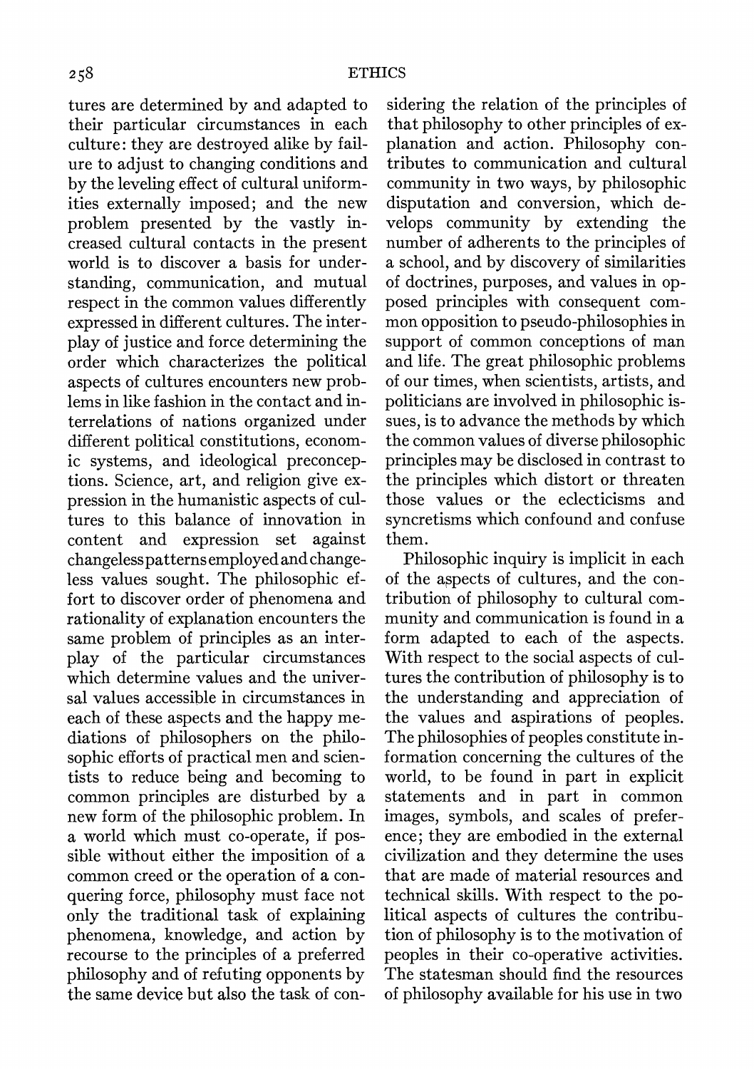tures are determined by and adapted to their particular circumstances in each culture: they are destroyed alike by failure to adjust to changing conditions and by the leveling effect of cultural uniformities externally imposed; and the new problem presented by the vastly increased cultural contacts in the present world is to discover a basis for understanding, communication, and mutual respect in the common values differently expressed in different cultures. The interplay of justice and force determining the order which characterizes the political aspects of cultures encounters new problems in like fashion in the contact and interrelations of nations organized under different political constitutions, economic systems, and ideological preconceptions. Science, art, and religion give expression in the humanistic aspects of cultures to this balance of innovation in content and expression set against changeless patterns employed and changeless values sought. The philosophic effort to discover order of phenomena and rationality of explanation encounters the same problem of principles as an interplay of the particular circumstances which determine values and the universal values accessible in circumstances in each of these aspects and the happy mediations of philosophers on the philosophic efforts of practical men and scientists to reduce being and becoming to common principles are disturbed by a new form of the philosophic problem. In a world which must co-operate, if possible without either the imposition of a common creed or the operation of a conquering force, philosophy must face not only the traditional task of explaining phenomena, knowledge, and action by recourse to the principles of a preferred philosophy and of refuting opponents by the same device but also the task of considering the relation of the principles of that philosophy to other principles of explanation and action. Philosophy contributes to communication and cultural community in two ways, by philosophic disputation and conversion, which develops community by extending the number of adherents to the principles of a school, and by discovery of similarities of doctrines, purposes, and values in opposed principles with consequent common opposition to pseudo-philosophies in support of common conceptions of man and life. The great philosophic problems of our times, when scientists, artists, and politicians are involved in philosophic issues, is to advance the methods by which the common values of diverse philosophic principles may be disclosed in contrast to the principles which distort or threaten those values or the eclecticisms and syncretisms which confound and confuse them.

Philosophic inquiry is implicit in each of the aspects of cultures, and the contribution of philosophy to cultural community and communication is found in a form adapted to each of the aspects. With respect to the social aspects of cultures the contribution of philosophy is to the understanding and appreciation of the values and aspirations of peoples. The philosophies of peoples constitute information concerning the cultures of the world, to be found in part in explicit statements and in part in common images, symbols, and scales of preference; they are embodied in the external civilization and they determine the uses that are made of material resources and technical skills. With respect to the political aspects of cultures the contribution of philosophy is to the motivation of peoples in their co-operative activities. The statesman should find the resources of philosophy available for his use in two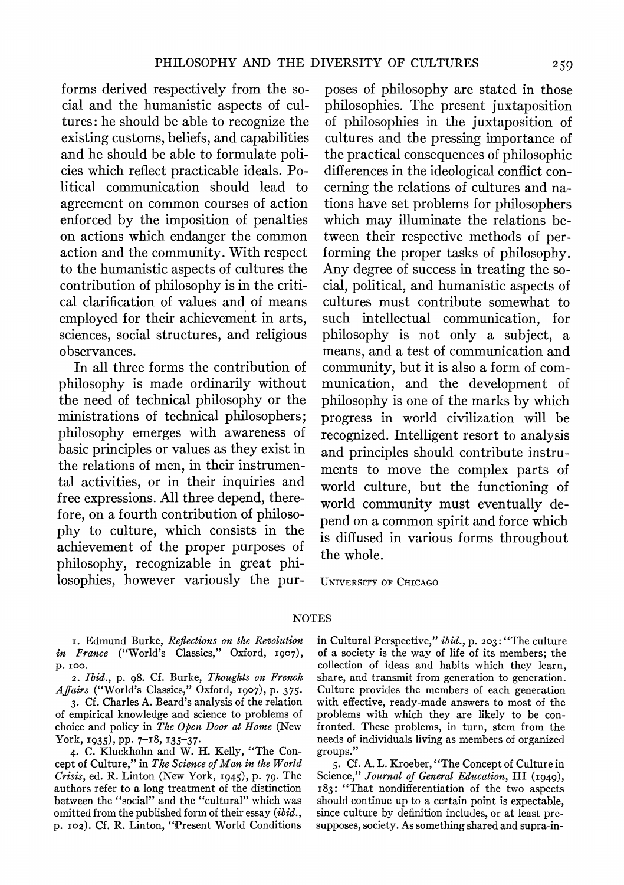forms derived respectively from the social and the humanistic aspects of cultures: he should be able to recognize the existing customs, beliefs, and capabilities and he should be able to formulate policies which reflect practicable ideals. Political communication should lead to agreement on common courses of action enforced by the imposition of penalties on actions which endanger the common action and the community. With respect to the humanistic aspects of cultures the contribution of philosophy is in the critical clarification of values and of means employed for their achievement in arts, sciences, social structures, and religious observances.

In all three forms the contribution of philosophy is made ordinarily without the need of technical philosophy or the ministrations of technical philosophers; philosophy emerges with awareness of basic principles or values as they exist in the relations of men, in their instrumental activities, or in their inquiries and free expressions. All three depend, therefore, on a fourth contribution of philosophy to culture, which consists in the achievement of the proper purposes of philosophy, recognizable in great philosophies, however variously the purposes of philosophy are stated in those philosophies. The present juxtaposition of philosophies in the juxtaposition of cultures and the pressing importance of the practical consequences of philosophic differences in the ideological conflict concerning the relations of cultures and nations have set problems for philosophers which may illuminate the relations between their respective methods of performing the proper tasks of philosophy. Any degree of success in treating the social, political, and humanistic aspects of cultures must contribute somewhat to such intellectual communication, for philosophy is not only a subject, a means, and a test of communication and community, but it is also a form of communication, and the development of philosophy is one of the marks by which progress in world civilization will be recognized. Intelligent resort to analysis and principles should contribute instruments to move the complex parts of world culture, but the functioning of world community must eventually depend on a common spirit and force which is diffused in various forms throughout the whole.

University of Chicago

## NOTES

1. Edmund Burke, *Reflections on the Revolution in France* ("World's Classics," Oxford, 1907), p. 100.

2. *Ibid.*, p. 98. Cf. Burke, *Thoughts on French Affairs* ("World's Classics," Oxford, 1907), p. 375.

3. Cf. Charles A. Beard's analysis of the relation of empirical knowledge and science to problems of choice and policy in *The Open Door at Home* (New York, 1935), pp. 7–18, 135–37.

4. C. Kluckhohn and W. H. Kelly, "The Concept of Culture," in *The Science of Man in the World Crisis*, ed. R. Linton (New York, 1945), p. 79. The authors refer to a long treatment of the distinction between the "social" and the "cultural" which was omitted from the published form of their essay (*ibid.*, p. 102). Cf. R. Linton, "Present World Conditions in Cultural Perspective," *ibid.*, p. 203: "The culture of a society is the way of life of its members; the collection of ideas and habits which they learn, share, and transmit from generation to generation. Culture provides the members of each generation with effective, ready-made answers to most of the problems with which they are likely to be confronted. These problems, in turn, stem from the needs of individuals living as members of organized groups."

5. Cf. A. L. Kroeber, "The Concept of Culture in Science," *Journal of General Education*, III (1949), 183: "That nondifferentiation of the two aspects should continue up to a certain point is expectable, since culture by definition includes, or at least presupposes, society. As something shared and supra-in-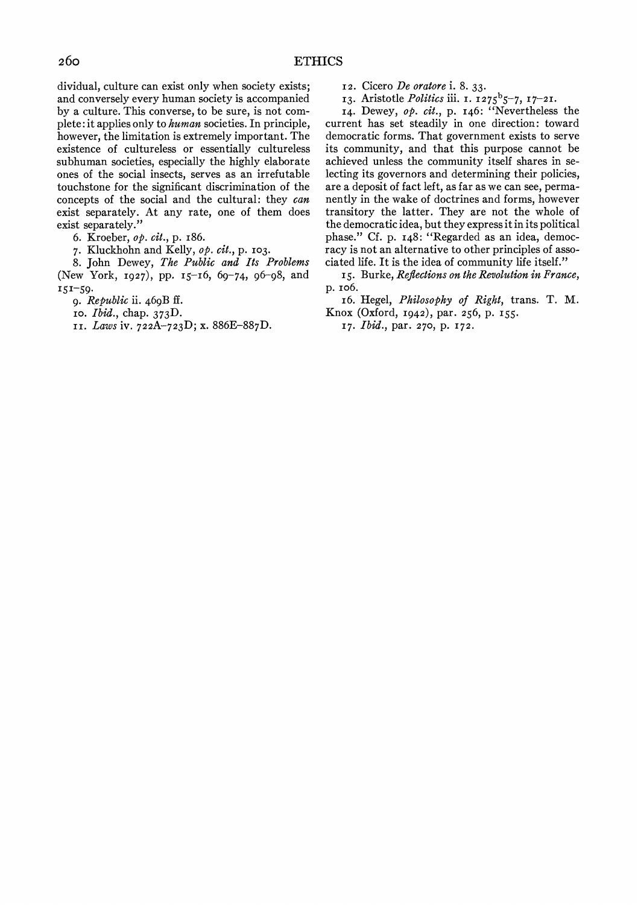dividual, culture can exist only when society exists; and conversely every human society is accompanied by a culture. This converse, to be sure, is not complete: it applies only to *human* societies. In principle, however, the limitation is extremely important. The existence of cultureless or essentially cultureless subhuman societies, especially the highly elaborate ones of the social insects, serves as an irrefutable touchstone for the significant discrimination of the concepts of the social and the cultural: they *can* exist separately. At any rate, one of them does exist separately."

6. Kroeber, *op. cit.*, p. 186.

7. Kluckhohn and Kelly, *op. cit.*, p. 103.

8. John Dewey, *The Public and Its Problems* (New York, 1927), pp. 15–16, 69–74, 96–98, and 151–59.

9. *Republic* ii. 469B ff.

10. *Ibid.*, chap. 373D.

11. *Laws* iv. 722A–723D; x. 886E–887D.

12. Cicero *De oratore* i. 8. 33.

13. Aristotle *Politics* iii. 1. $1275^{b}5$–7, 17–21.

14. Dewey, *op. cit.*, p. 146: "Nevertheless the current has set steadily in one direction: toward democratic forms. That government exists to serve its community, and that this purpose cannot be achieved unless the community itself shares in selecting its governors and determining their policies, are a deposit of fact left, as far as we can see, permanently in the wake of doctrines and forms, however transitory the latter. They are not the whole of the democratic idea, but they express it in its political phase." Cf. p. 148: "Regarded as an idea, democracy is not an alternative to other principles of associated life. It is the idea of community life itself."

15. Burke, *Reflections on the Revolution in France*, p. 106.

16. Hegel, *Philosophy of Right*, trans. T. M. Knox (Oxford, 1942), par. 256, p. 155.

17. *Ibid.*, par. 270, p. 172.